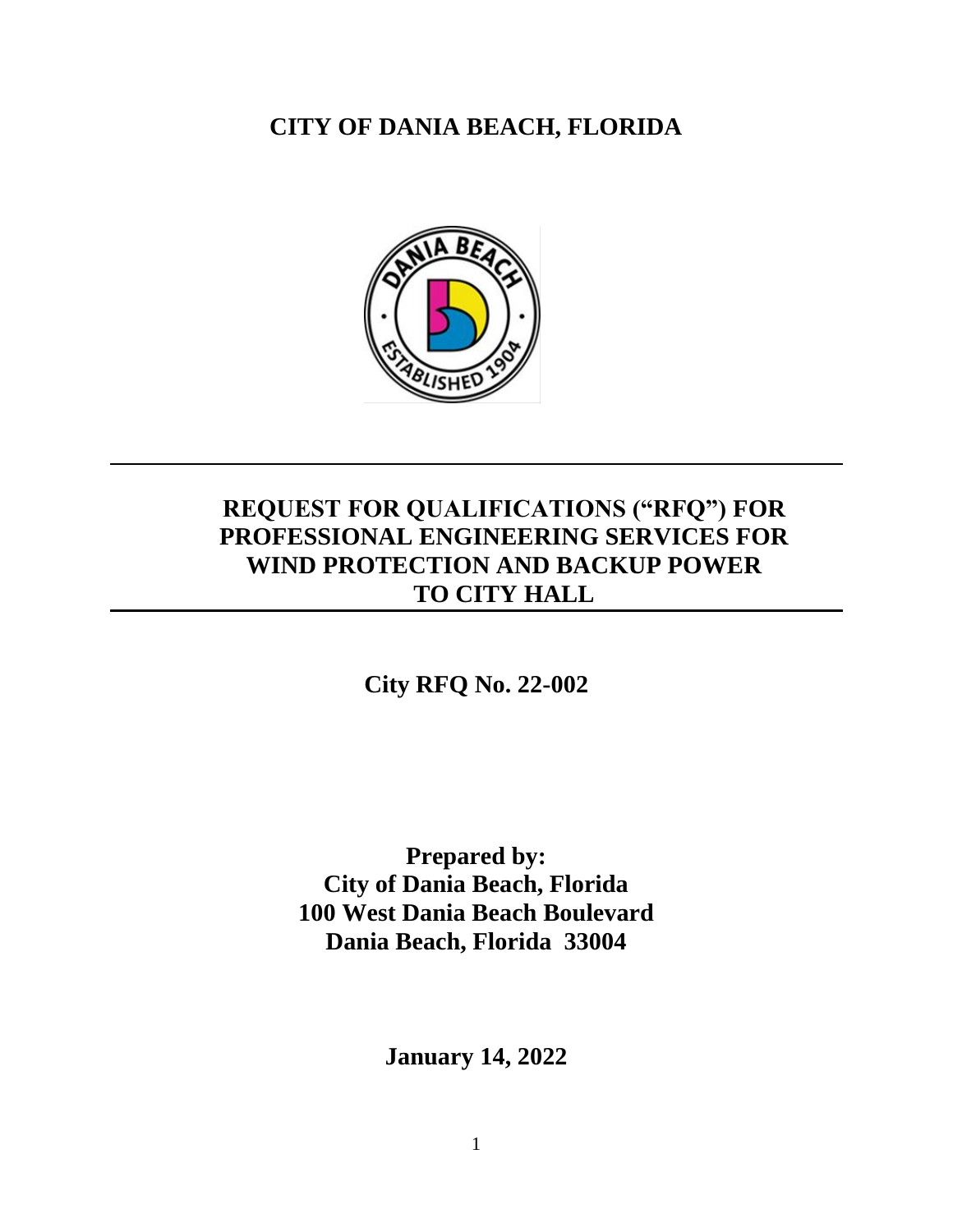# CITY OF DANIA BEACH, FLORIDA

---

## REQUEST FOR QUALIFICATIONS ("RFQ") FOR PROFESSIONAL ENGINEERING SERVICES FOR WIND PROTECTION AND BACKUP POWER TO CITY HALL

---

**City RFQ No. 22-002**

**Prepared by:**
**City of Dania Beach, Florida**
**100 West Dania Beach Boulevard**
**Dania Beach, Florida 33004**

**January 14, 2022**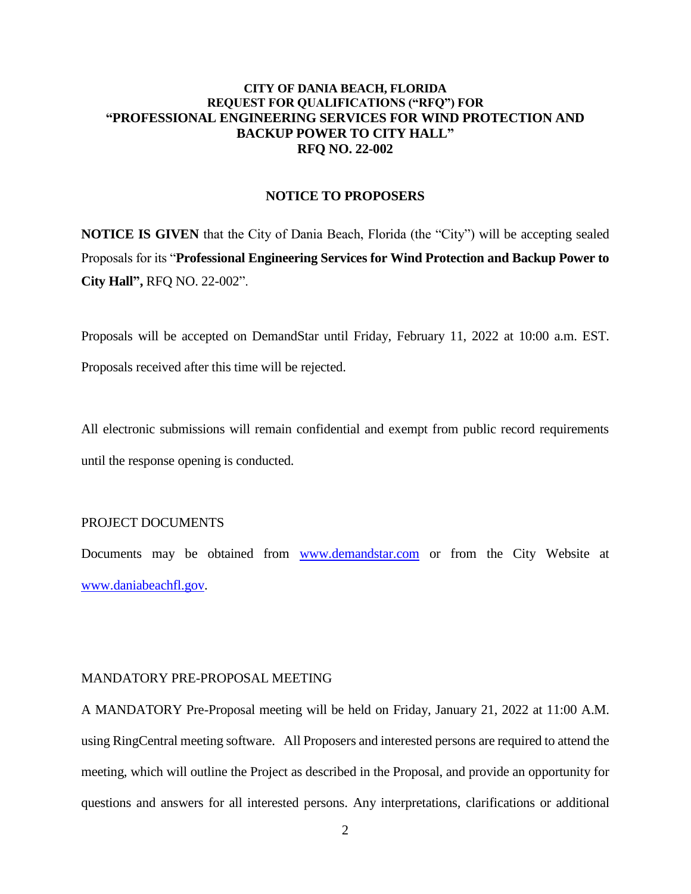**CITY OF DANIA BEACH, FLORIDA**
**REQUEST FOR QUALIFICATIONS ("RFQ") FOR**
**"PROFESSIONAL ENGINEERING SERVICES FOR WIND PROTECTION AND BACKUP POWER TO CITY HALL"**
**RFQ NO. 22-002**

## NOTICE TO PROPOSERS

**NOTICE IS GIVEN** that the City of Dania Beach, Florida (the "City") will be accepting sealed Proposals for its "**Professional Engineering Services for Wind Protection and Backup Power to City Hall",** RFQ NO. 22-002".

Proposals will be accepted on DemandStar until Friday, February 11, 2022 at 10:00 a.m. EST. Proposals received after this time will be rejected.

All electronic submissions will remain confidential and exempt from public record requirements until the response opening is conducted.

PROJECT DOCUMENTS

Documents may be obtained from [www.demandstar.com](http://www.demandstar.com) or from the City Website at [www.daniabeachfl.gov](http://www.daniabeachfl.gov).

MANDATORY PRE-PROPOSAL MEETING

A MANDATORY Pre-Proposal meeting will be held on Friday, January 21, 2022 at 11:00 A.M. using RingCentral meeting software. All Proposers and interested persons are required to attend the meeting, which will outline the Project as described in the Proposal, and provide an opportunity for questions and answers for all interested persons. Any interpretations, clarifications or additional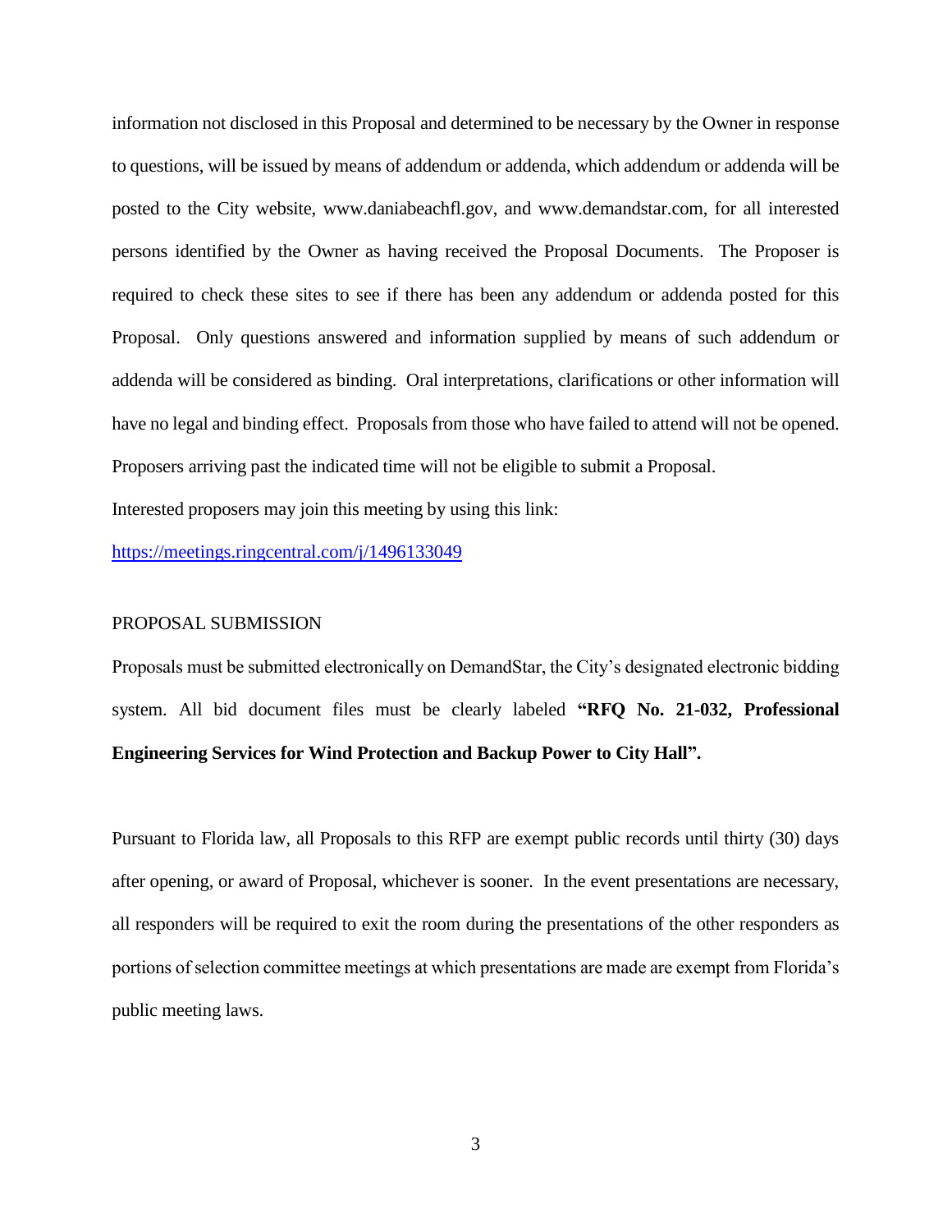information not disclosed in this Proposal and determined to be necessary by the Owner in response to questions, will be issued by means of addendum or addenda, which addendum or addenda will be posted to the City website, www.daniabeachfl.gov, and www.demandstar.com, for all interested persons identified by the Owner as having received the Proposal Documents. The Proposer is required to check these sites to see if there has been any addendum or addenda posted for this Proposal. Only questions answered and information supplied by means of such addendum or addenda will be considered as binding. Oral interpretations, clarifications or other information will have no legal and binding effect. Proposals from those who have failed to attend will not be opened. Proposers arriving past the indicated time will not be eligible to submit a Proposal.

Interested proposers may join this meeting by using this link:

https://meetings.ringcentral.com/j/1496133049

## PROPOSAL SUBMISSION

Proposals must be submitted electronically on DemandStar, the City's designated electronic bidding system. All bid document files must be clearly labeled **"RFQ No. 21-032, Professional Engineering Services for Wind Protection and Backup Power to City Hall".**

Pursuant to Florida law, all Proposals to this RFP are exempt public records until thirty (30) days after opening, or award of Proposal, whichever is sooner. In the event presentations are necessary, all responders will be required to exit the room during the presentations of the other responders as portions of selection committee meetings at which presentations are made are exempt from Florida's public meeting laws.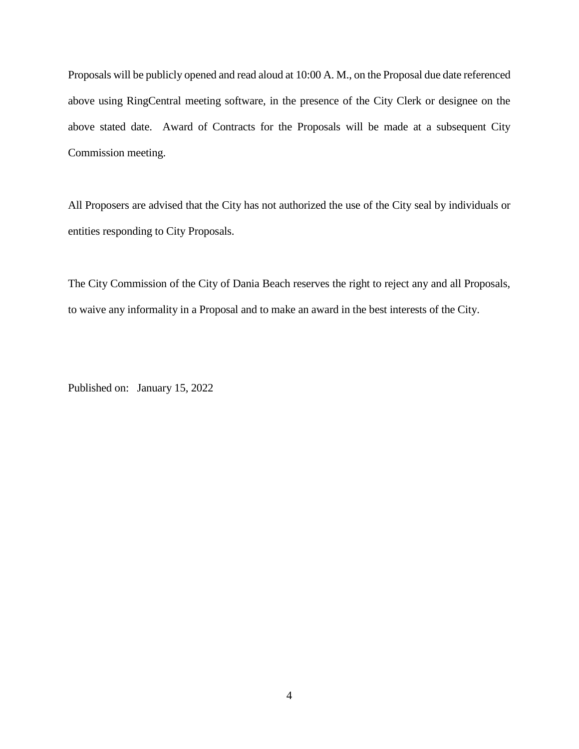Proposals will be publicly opened and read aloud at 10:00 A. M., on the Proposal due date referenced above using RingCentral meeting software, in the presence of the City Clerk or designee on the above stated date. Award of Contracts for the Proposals will be made at a subsequent City Commission meeting.

All Proposers are advised that the City has not authorized the use of the City seal by individuals or entities responding to City Proposals.

The City Commission of the City of Dania Beach reserves the right to reject any and all Proposals, to waive any informality in a Proposal and to make an award in the best interests of the City.

Published on: January 15, 2022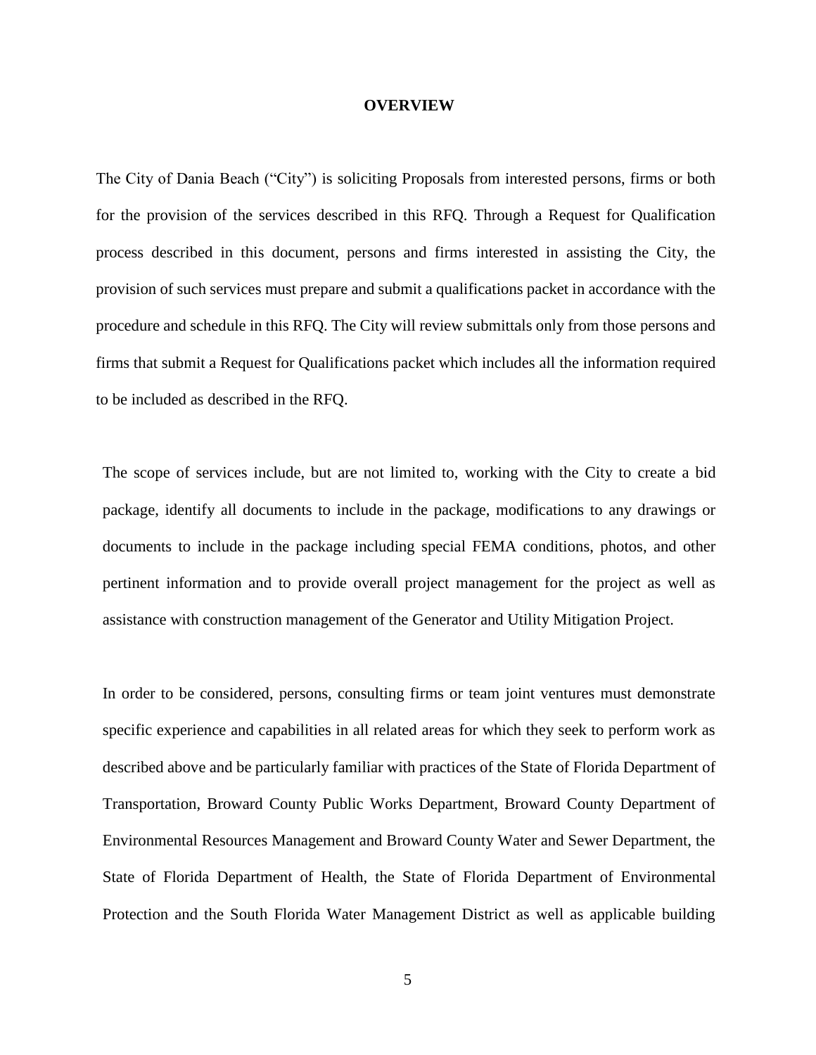# OVERVIEW

The City of Dania Beach ("City") is soliciting Proposals from interested persons, firms or both for the provision of the services described in this RFQ. Through a Request for Qualification process described in this document, persons and firms interested in assisting the City, the provision of such services must prepare and submit a qualifications packet in accordance with the procedure and schedule in this RFQ. The City will review submittals only from those persons and firms that submit a Request for Qualifications packet which includes all the information required to be included as described in the RFQ.

The scope of services include, but are not limited to, working with the City to create a bid package, identify all documents to include in the package, modifications to any drawings or documents to include in the package including special FEMA conditions, photos, and other pertinent information and to provide overall project management for the project as well as assistance with construction management of the Generator and Utility Mitigation Project.

In order to be considered, persons, consulting firms or team joint ventures must demonstrate specific experience and capabilities in all related areas for which they seek to perform work as described above and be particularly familiar with practices of the State of Florida Department of Transportation, Broward County Public Works Department, Broward County Department of Environmental Resources Management and Broward County Water and Sewer Department, the State of Florida Department of Health, the State of Florida Department of Environmental Protection and the South Florida Water Management District as well as applicable building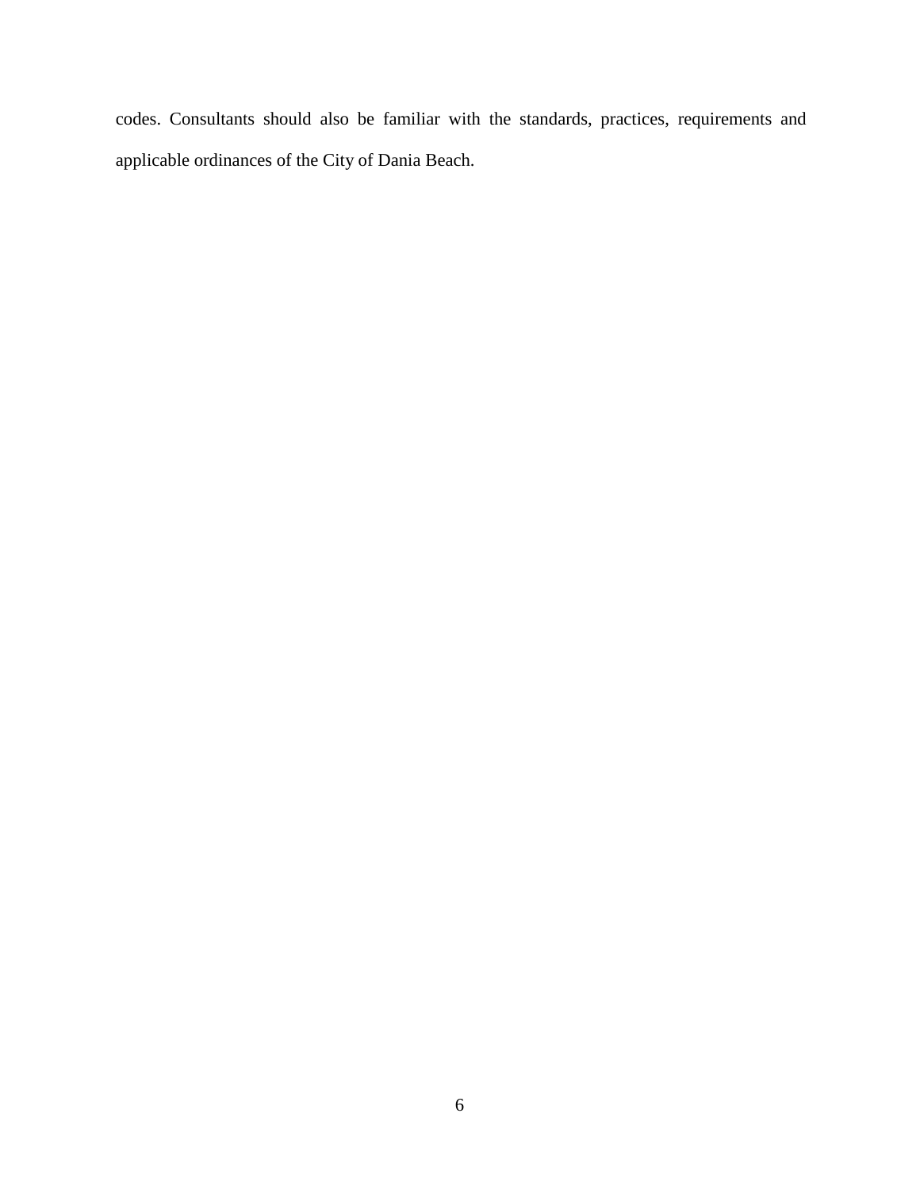codes. Consultants should also be familiar with the standards, practices, requirements and applicable ordinances of the City of Dania Beach.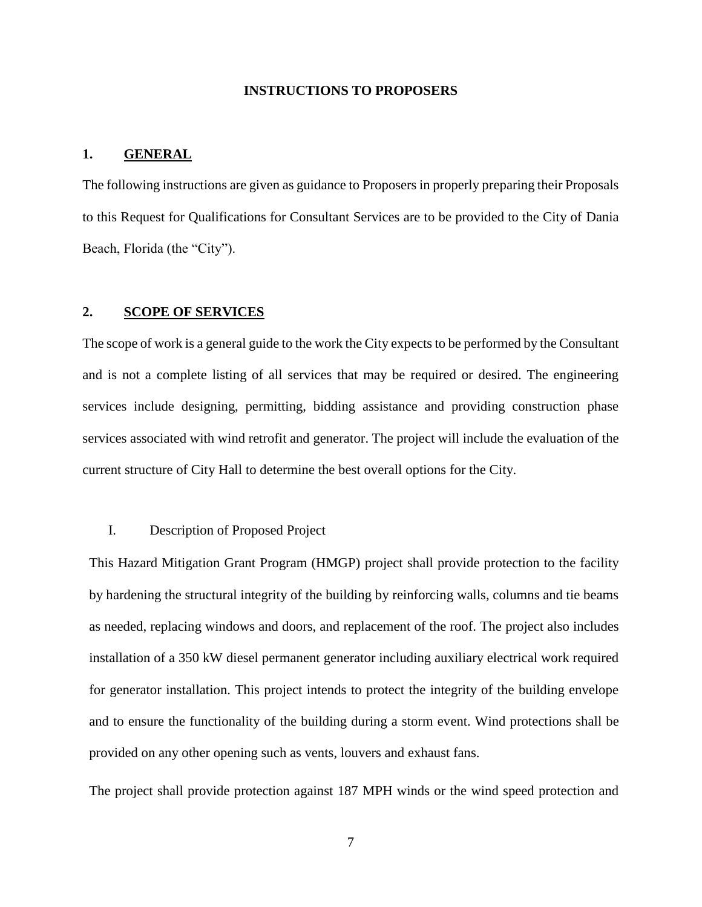# INSTRUCTIONS TO PROPOSERS

## 1. GENERAL

The following instructions are given as guidance to Proposers in properly preparing their Proposals to this Request for Qualifications for Consultant Services are to be provided to the City of Dania Beach, Florida (the "City").

## 2. SCOPE OF SERVICES

The scope of work is a general guide to the work the City expects to be performed by the Consultant and is not a complete listing of all services that may be required or desired. The engineering services include designing, permitting, bidding assistance and providing construction phase services associated with wind retrofit and generator. The project will include the evaluation of the current structure of City Hall to determine the best overall options for the City.

### I. Description of Proposed Project

This Hazard Mitigation Grant Program (HMGP) project shall provide protection to the facility by hardening the structural integrity of the building by reinforcing walls, columns and tie beams as needed, replacing windows and doors, and replacement of the roof. The project also includes installation of a 350 kW diesel permanent generator including auxiliary electrical work required for generator installation. This project intends to protect the integrity of the building envelope and to ensure the functionality of the building during a storm event. Wind protections shall be provided on any other opening such as vents, louvers and exhaust fans.

The project shall provide protection against 187 MPH winds or the wind speed protection and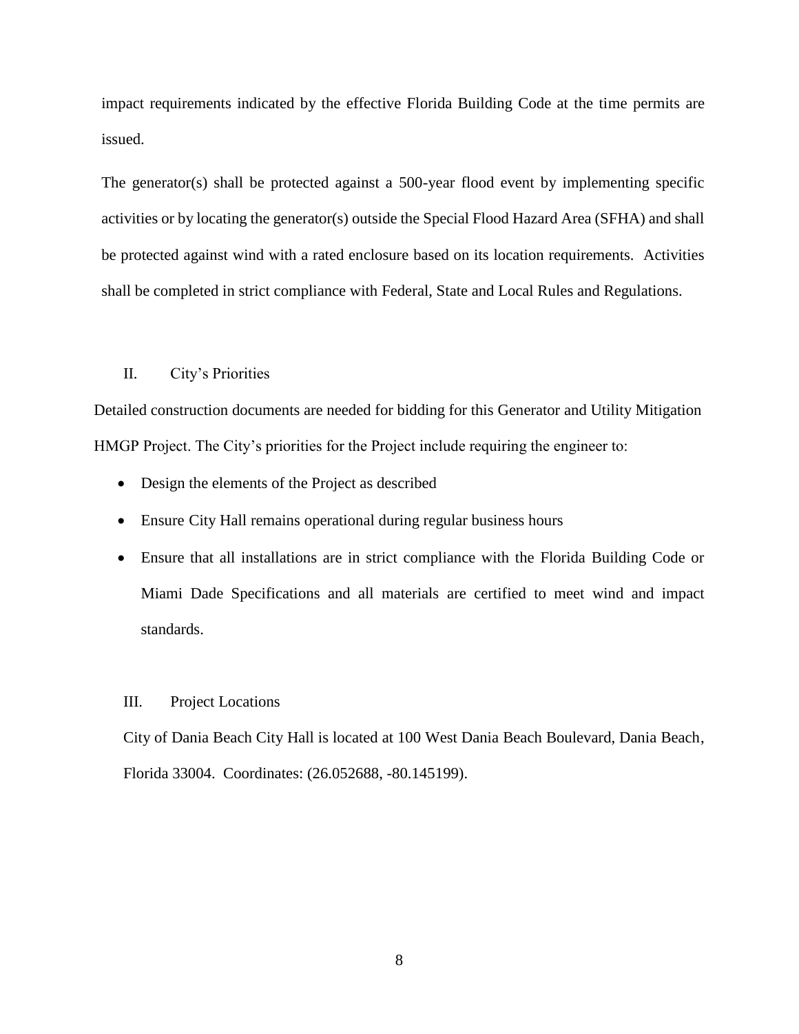impact requirements indicated by the effective Florida Building Code at the time permits are issued.

The generator(s) shall be protected against a 500-year flood event by implementing specific activities or by locating the generator(s) outside the Special Flood Hazard Area (SFHA) and shall be protected against wind with a rated enclosure based on its location requirements. Activities shall be completed in strict compliance with Federal, State and Local Rules and Regulations.

## II. City's Priorities

Detailed construction documents are needed for bidding for this Generator and Utility Mitigation HMGP Project. The City's priorities for the Project include requiring the engineer to:

- Design the elements of the Project as described
- Ensure City Hall remains operational during regular business hours
- Ensure that all installations are in strict compliance with the Florida Building Code or Miami Dade Specifications and all materials are certified to meet wind and impact standards.

## III. Project Locations

City of Dania Beach City Hall is located at 100 West Dania Beach Boulevard, Dania Beach, Florida 33004. Coordinates: (26.052688, -80.145199).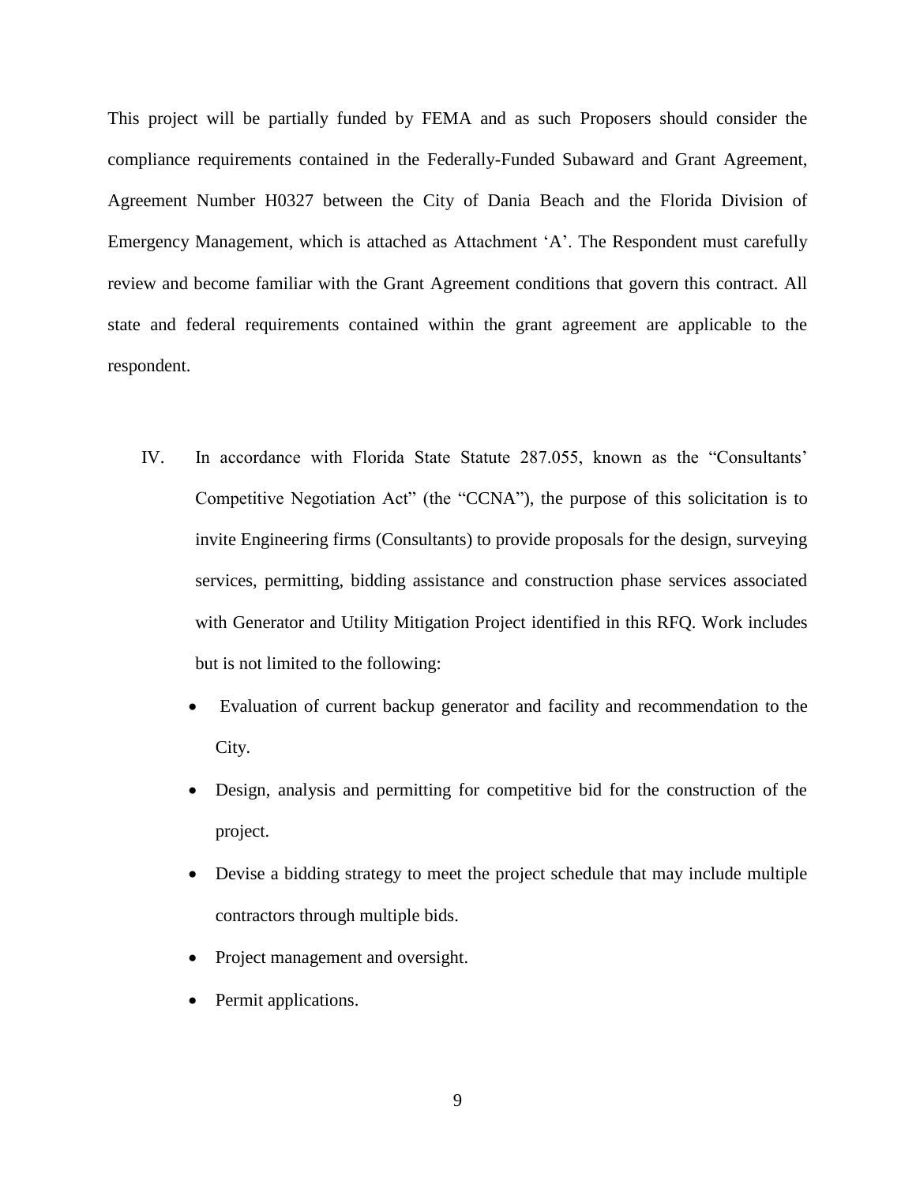This project will be partially funded by FEMA and as such Proposers should consider the compliance requirements contained in the Federally-Funded Subaward and Grant Agreement, Agreement Number H0327 between the City of Dania Beach and the Florida Division of Emergency Management, which is attached as Attachment 'A'. The Respondent must carefully review and become familiar with the Grant Agreement conditions that govern this contract. All state and federal requirements contained within the grant agreement are applicable to the respondent.

IV. In accordance with Florida State Statute 287.055, known as the "Consultants' Competitive Negotiation Act" (the "CCNA"), the purpose of this solicitation is to invite Engineering firms (Consultants) to provide proposals for the design, surveying services, permitting, bidding assistance and construction phase services associated with Generator and Utility Mitigation Project identified in this RFQ. Work includes but is not limited to the following:

- Evaluation of current backup generator and facility and recommendation to the City.
- Design, analysis and permitting for competitive bid for the construction of the project.
- Devise a bidding strategy to meet the project schedule that may include multiple contractors through multiple bids.
- Project management and oversight.
- Permit applications.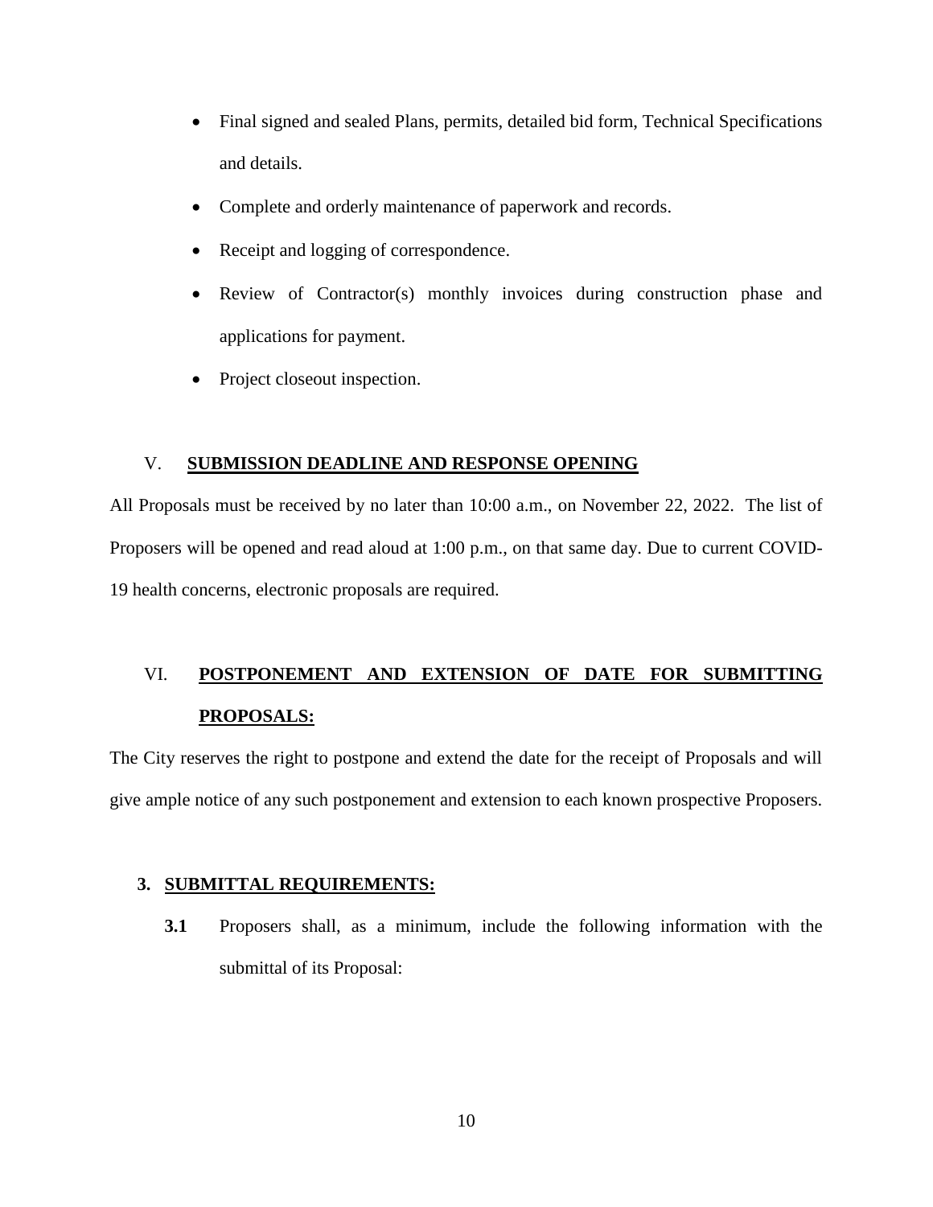- Final signed and sealed Plans, permits, detailed bid form, Technical Specifications and details.
- Complete and orderly maintenance of paperwork and records.
- Receipt and logging of correspondence.
- Review of Contractor(s) monthly invoices during construction phase and applications for payment.
- Project closeout inspection.

## V. SUBMISSION DEADLINE AND RESPONSE OPENING

All Proposals must be received by no later than 10:00 a.m., on November 22, 2022. The list of Proposers will be opened and read aloud at 1:00 p.m., on that same day. Due to current COVID-19 health concerns, electronic proposals are required.

## VI. POSTPONEMENT AND EXTENSION OF DATE FOR SUBMITTING PROPOSALS:

The City reserves the right to postpone and extend the date for the receipt of Proposals and will give ample notice of any such postponement and extension to each known prospective Proposers.

## 3. SUBMITTAL REQUIREMENTS:

**3.1** Proposers shall, as a minimum, include the following information with the submittal of its Proposal: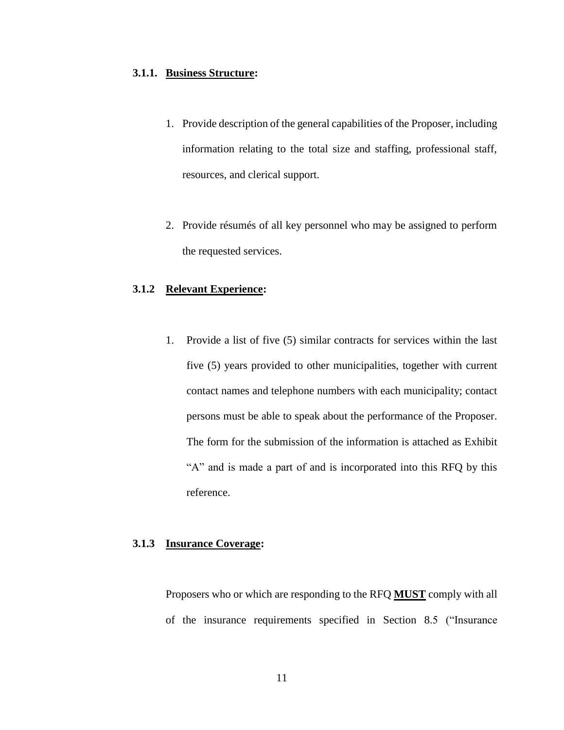#### 3.1.1. **Business Structure:**

1. Provide description of the general capabilities of the Proposer, including information relating to the total size and staffing, professional staff, resources, and clerical support.

2. Provide résumés of all key personnel who may be assigned to perform the requested services.

#### 3.1.2 **Relevant Experience:**

1. Provide a list of five (5) similar contracts for services within the last five (5) years provided to other municipalities, together with current contact names and telephone numbers with each municipality; contact persons must be able to speak about the performance of the Proposer. The form for the submission of the information is attached as Exhibit "A" and is made a part of and is incorporated into this RFQ by this reference.

#### 3.1.3 **Insurance Coverage:**

Proposers who or which are responding to the RFQ **MUST** comply with all of the insurance requirements specified in Section 8.5 ("Insurance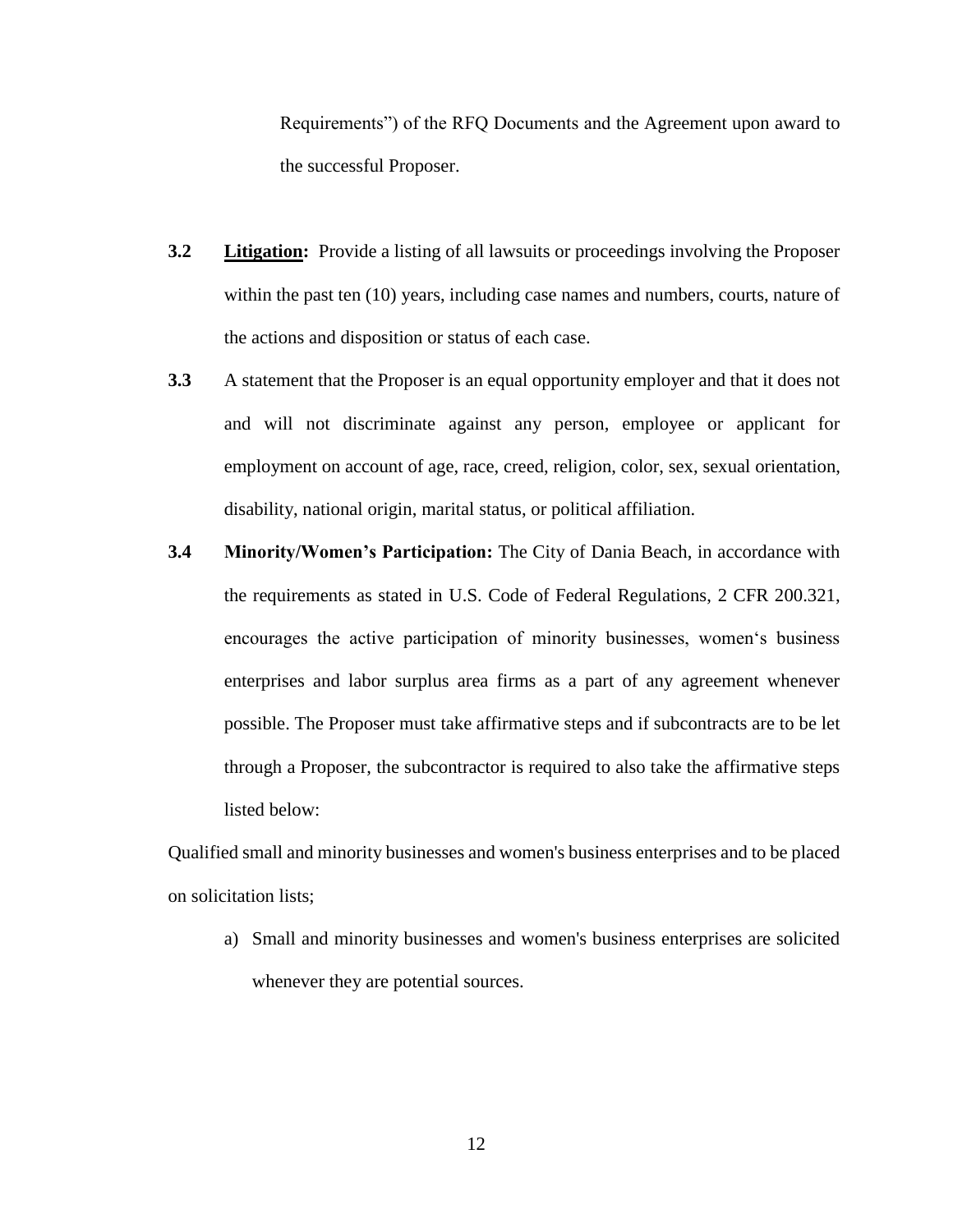Requirements") of the RFQ Documents and the Agreement upon award to the successful Proposer.

**3.2** **Litigation:** Provide a listing of all lawsuits or proceedings involving the Proposer within the past ten (10) years, including case names and numbers, courts, nature of the actions and disposition or status of each case.

**3.3** A statement that the Proposer is an equal opportunity employer and that it does not and will not discriminate against any person, employee or applicant for employment on account of age, race, creed, religion, color, sex, sexual orientation, disability, national origin, marital status, or political affiliation.

**3.4** **Minority/Women's Participation:** The City of Dania Beach, in accordance with the requirements as stated in U.S. Code of Federal Regulations, 2 CFR 200.321, encourages the active participation of minority businesses, women's business enterprises and labor surplus area firms as a part of any agreement whenever possible. The Proposer must take affirmative steps and if subcontracts are to be let through a Proposer, the subcontractor is required to also take the affirmative steps listed below:

Qualified small and minority businesses and women's business enterprises and to be placed on solicitation lists;

a) Small and minority businesses and women's business enterprises are solicited whenever they are potential sources.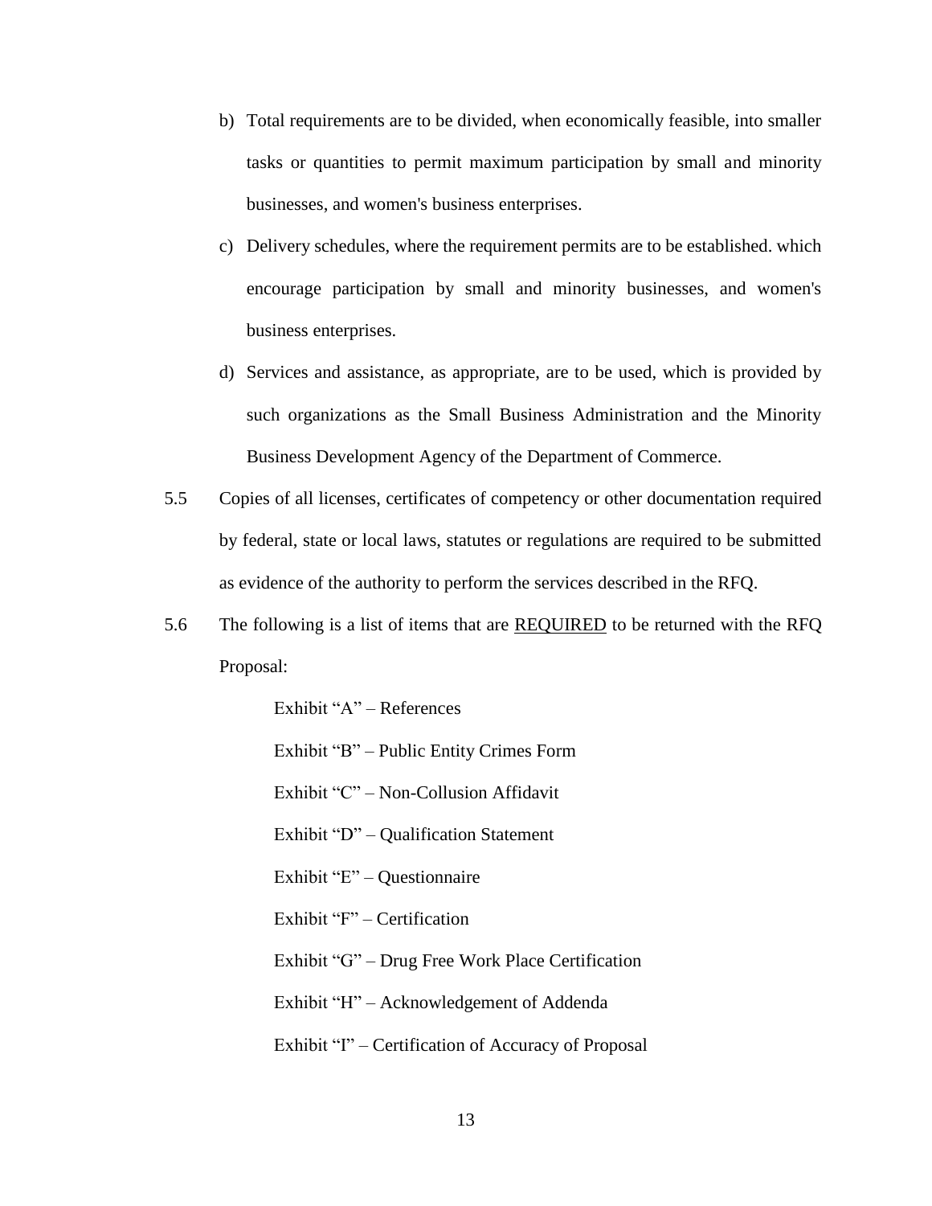b) Total requirements are to be divided, when economically feasible, into smaller tasks or quantities to permit maximum participation by small and minority businesses, and women's business enterprises.

c) Delivery schedules, where the requirement permits are to be established. which encourage participation by small and minority businesses, and women's business enterprises.

d) Services and assistance, as appropriate, are to be used, which is provided by such organizations as the Small Business Administration and the Minority Business Development Agency of the Department of Commerce.

5.5 Copies of all licenses, certificates of competency or other documentation required by federal, state or local laws, statutes or regulations are required to be submitted as evidence of the authority to perform the services described in the RFQ.

5.6 The following is a list of items that are <u>REQUIRED</u> to be returned with the RFQ Proposal:

Exhibit "A" – References

Exhibit "B" – Public Entity Crimes Form

Exhibit "C" – Non-Collusion Affidavit

Exhibit "D" – Qualification Statement

Exhibit "E" – Questionnaire

Exhibit "F" – Certification

Exhibit "G" – Drug Free Work Place Certification

Exhibit "H" – Acknowledgement of Addenda

Exhibit "I" – Certification of Accuracy of Proposal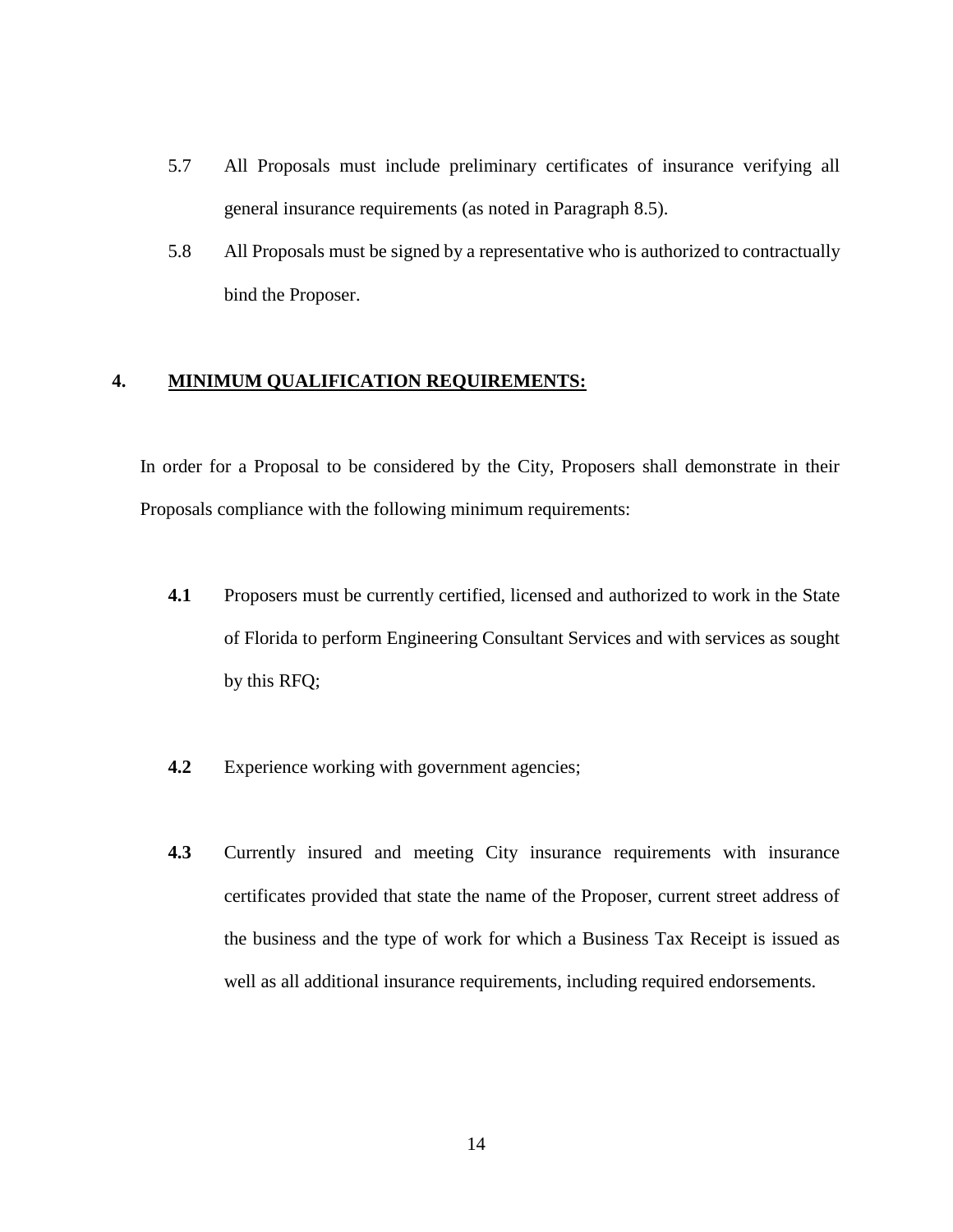5.7 All Proposals must include preliminary certificates of insurance verifying all general insurance requirements (as noted in Paragraph 8.5).

5.8 All Proposals must be signed by a representative who is authorized to contractually bind the Proposer.

## 4. <u>MINIMUM QUALIFICATION REQUIREMENTS:</u>

In order for a Proposal to be considered by the City, Proposers shall demonstrate in their Proposals compliance with the following minimum requirements:

**4.1** Proposers must be currently certified, licensed and authorized to work in the State of Florida to perform Engineering Consultant Services and with services as sought by this RFQ;

**4.2** Experience working with government agencies;

**4.3** Currently insured and meeting City insurance requirements with insurance certificates provided that state the name of the Proposer, current street address of the business and the type of work for which a Business Tax Receipt is issued as well as all additional insurance requirements, including required endorsements.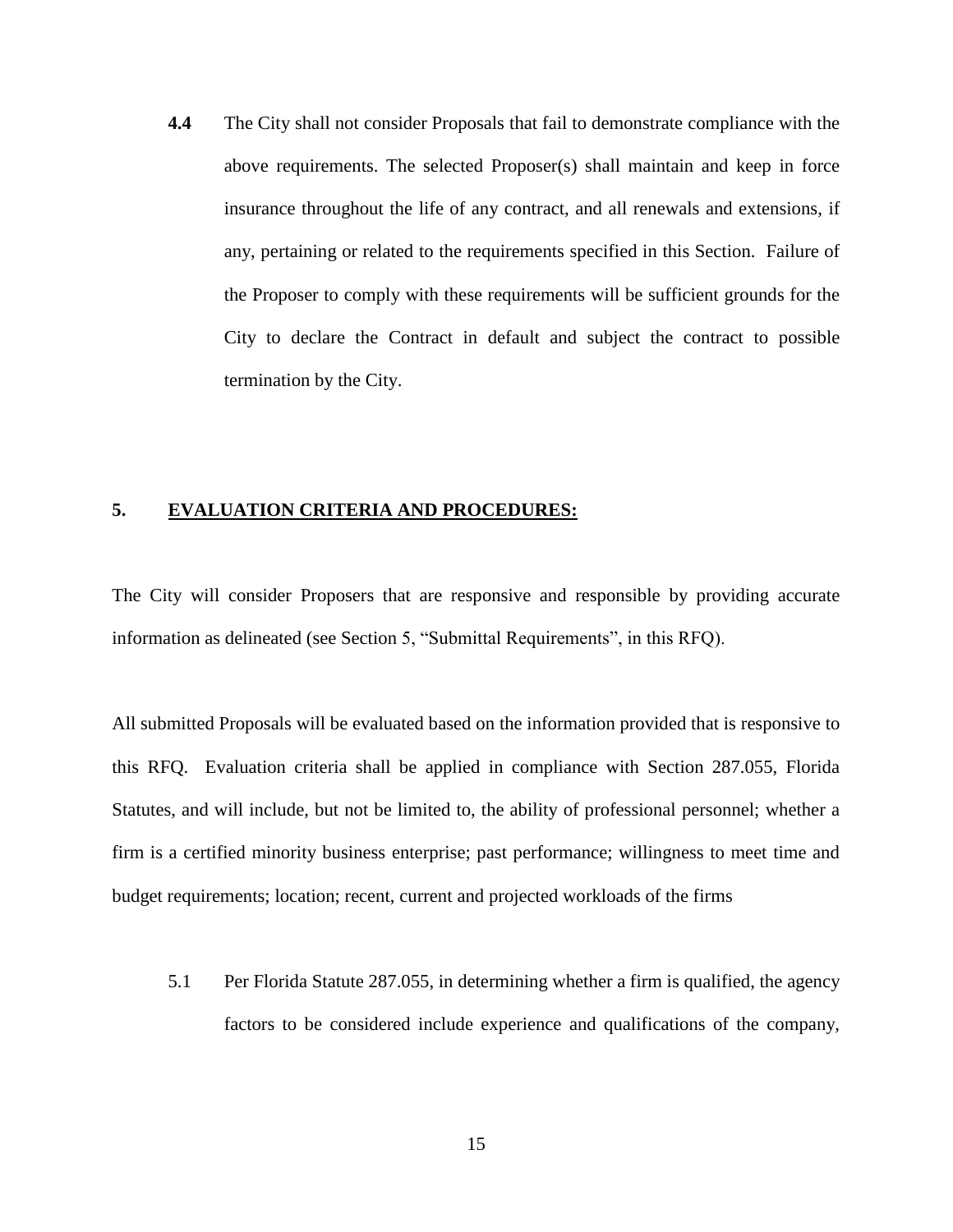**4.4** The City shall not consider Proposals that fail to demonstrate compliance with the above requirements. The selected Proposer(s) shall maintain and keep in force insurance throughout the life of any contract, and all renewals and extensions, if any, pertaining or related to the requirements specified in this Section. Failure of the Proposer to comply with these requirements will be sufficient grounds for the City to declare the Contract in default and subject the contract to possible termination by the City.

## 5. EVALUATION CRITERIA AND PROCEDURES:

The City will consider Proposers that are responsive and responsible by providing accurate information as delineated (see Section 5, "Submittal Requirements", in this RFQ).

All submitted Proposals will be evaluated based on the information provided that is responsive to this RFQ. Evaluation criteria shall be applied in compliance with Section 287.055, Florida Statutes, and will include, but not be limited to, the ability of professional personnel; whether a firm is a certified minority business enterprise; past performance; willingness to meet time and budget requirements; location; recent, current and projected workloads of the firms

5.1 Per Florida Statute 287.055, in determining whether a firm is qualified, the agency factors to be considered include experience and qualifications of the company,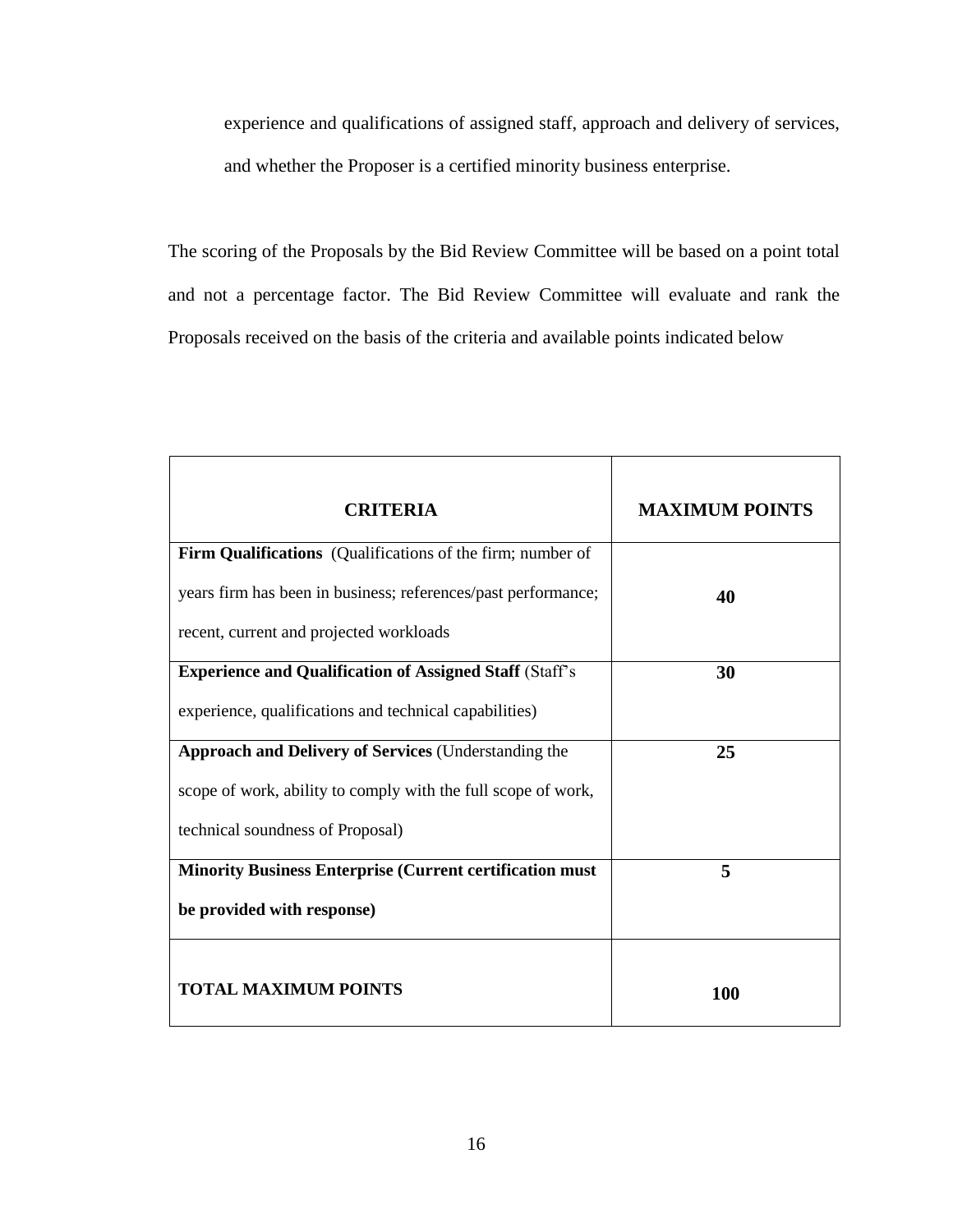experience and qualifications of assigned staff, approach and delivery of services, and whether the Proposer is a certified minority business enterprise.

The scoring of the Proposals by the Bid Review Committee will be based on a point total and not a percentage factor. The Bid Review Committee will evaluate and rank the Proposals received on the basis of the criteria and available points indicated below

| CRITERIA | MAXIMUM POINTS |
|---|---|
| **Firm Qualifications** (Qualifications of the firm; number of years firm has been in business; references/past performance; recent, current and projected workloads | **40** |
| **Experience and Qualification of Assigned Staff** (Staff's experience, qualifications and technical capabilities) | **30** |
| **Approach and Delivery of Services** (Understanding the scope of work, ability to comply with the full scope of work, technical soundness of Proposal) | **25** |
| **Minority Business Enterprise (Current certification must be provided with response)** | **5** |
| **TOTAL MAXIMUM POINTS** | **100** |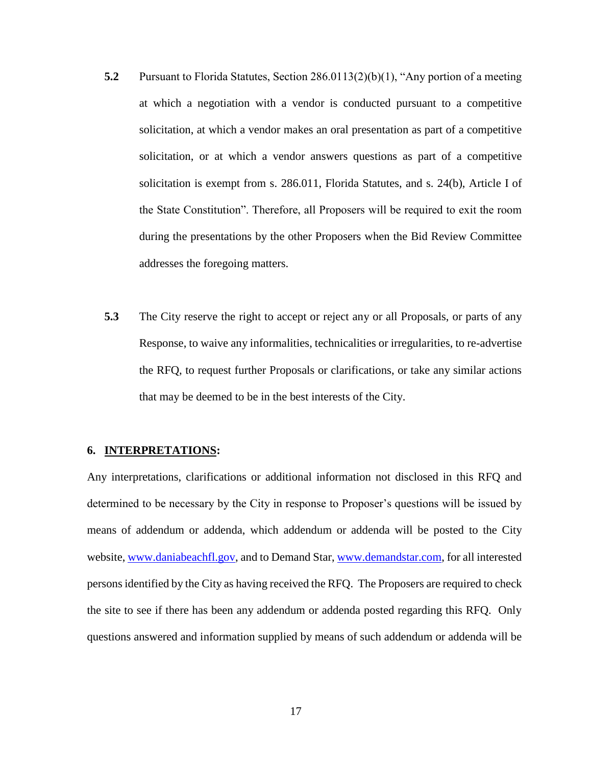**5.2** Pursuant to Florida Statutes, Section 286.0113(2)(b)(1), "Any portion of a meeting at which a negotiation with a vendor is conducted pursuant to a competitive solicitation, at which a vendor makes an oral presentation as part of a competitive solicitation, or at which a vendor answers questions as part of a competitive solicitation is exempt from s. 286.011, Florida Statutes, and s. 24(b), Article I of the State Constitution". Therefore, all Proposers will be required to exit the room during the presentations by the other Proposers when the Bid Review Committee addresses the foregoing matters.

**5.3** The City reserve the right to accept or reject any or all Proposals, or parts of any Response, to waive any informalities, technicalities or irregularities, to re-advertise the RFQ, to request further Proposals or clarifications, or take any similar actions that may be deemed to be in the best interests of the City.

## 6. INTERPRETATIONS:

Any interpretations, clarifications or additional information not disclosed in this RFQ and determined to be necessary by the City in response to Proposer's questions will be issued by means of addendum or addenda, which addendum or addenda will be posted to the City website, [www.daniabeachfl.gov](http://www.daniabeachfl.gov), and to Demand Star, [www.demandstar.com](http://www.demandstar.com), for all interested persons identified by the City as having received the RFQ. The Proposers are required to check the site to see if there has been any addendum or addenda posted regarding this RFQ. Only questions answered and information supplied by means of such addendum or addenda will be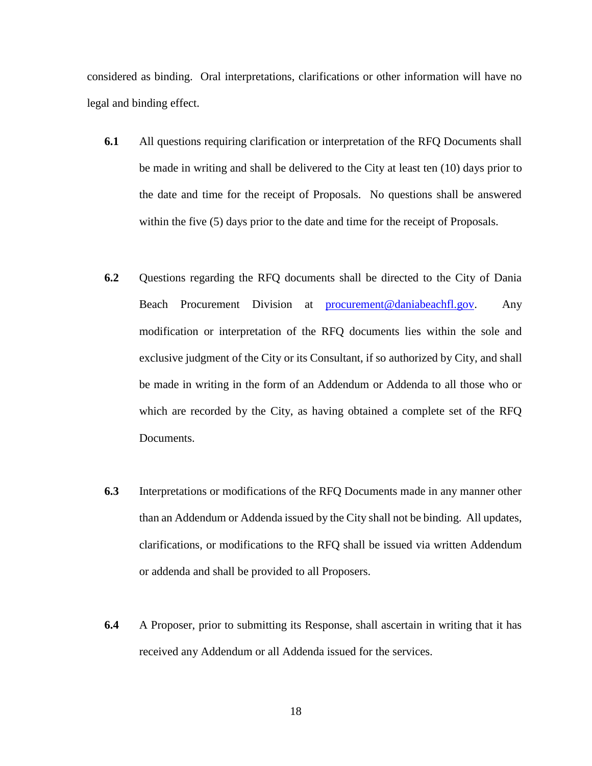considered as binding. Oral interpretations, clarifications or other information will have no legal and binding effect.

**6.1** All questions requiring clarification or interpretation of the RFQ Documents shall be made in writing and shall be delivered to the City at least ten (10) days prior to the date and time for the receipt of Proposals. No questions shall be answered within the five (5) days prior to the date and time for the receipt of Proposals.

**6.2** Questions regarding the RFQ documents shall be directed to the City of Dania Beach Procurement Division at procurement@daniabeachfl.gov. Any modification or interpretation of the RFQ documents lies within the sole and exclusive judgment of the City or its Consultant, if so authorized by City, and shall be made in writing in the form of an Addendum or Addenda to all those who or which are recorded by the City, as having obtained a complete set of the RFQ Documents.

**6.3** Interpretations or modifications of the RFQ Documents made in any manner other than an Addendum or Addenda issued by the City shall not be binding. All updates, clarifications, or modifications to the RFQ shall be issued via written Addendum or addenda and shall be provided to all Proposers.

**6.4** A Proposer, prior to submitting its Response, shall ascertain in writing that it has received any Addendum or all Addenda issued for the services.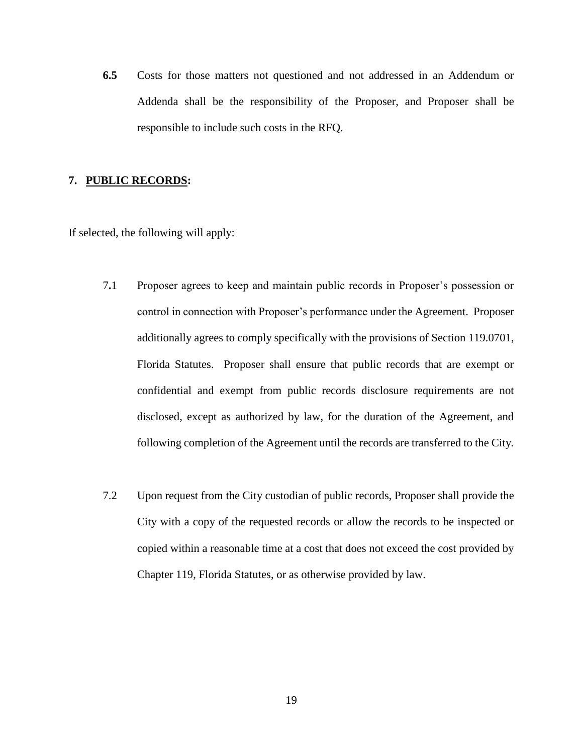**6.5** Costs for those matters not questioned and not addressed in an Addendum or Addenda shall be the responsibility of the Proposer, and Proposer shall be responsible to include such costs in the RFQ.

## 7. <u>PUBLIC RECORDS</u>:

If selected, the following will apply:

7.1 Proposer agrees to keep and maintain public records in Proposer's possession or control in connection with Proposer's performance under the Agreement. Proposer additionally agrees to comply specifically with the provisions of Section 119.0701, Florida Statutes. Proposer shall ensure that public records that are exempt or confidential and exempt from public records disclosure requirements are not disclosed, except as authorized by law, for the duration of the Agreement, and following completion of the Agreement until the records are transferred to the City.

7.2 Upon request from the City custodian of public records, Proposer shall provide the City with a copy of the requested records or allow the records to be inspected or copied within a reasonable time at a cost that does not exceed the cost provided by Chapter 119, Florida Statutes, or as otherwise provided by law.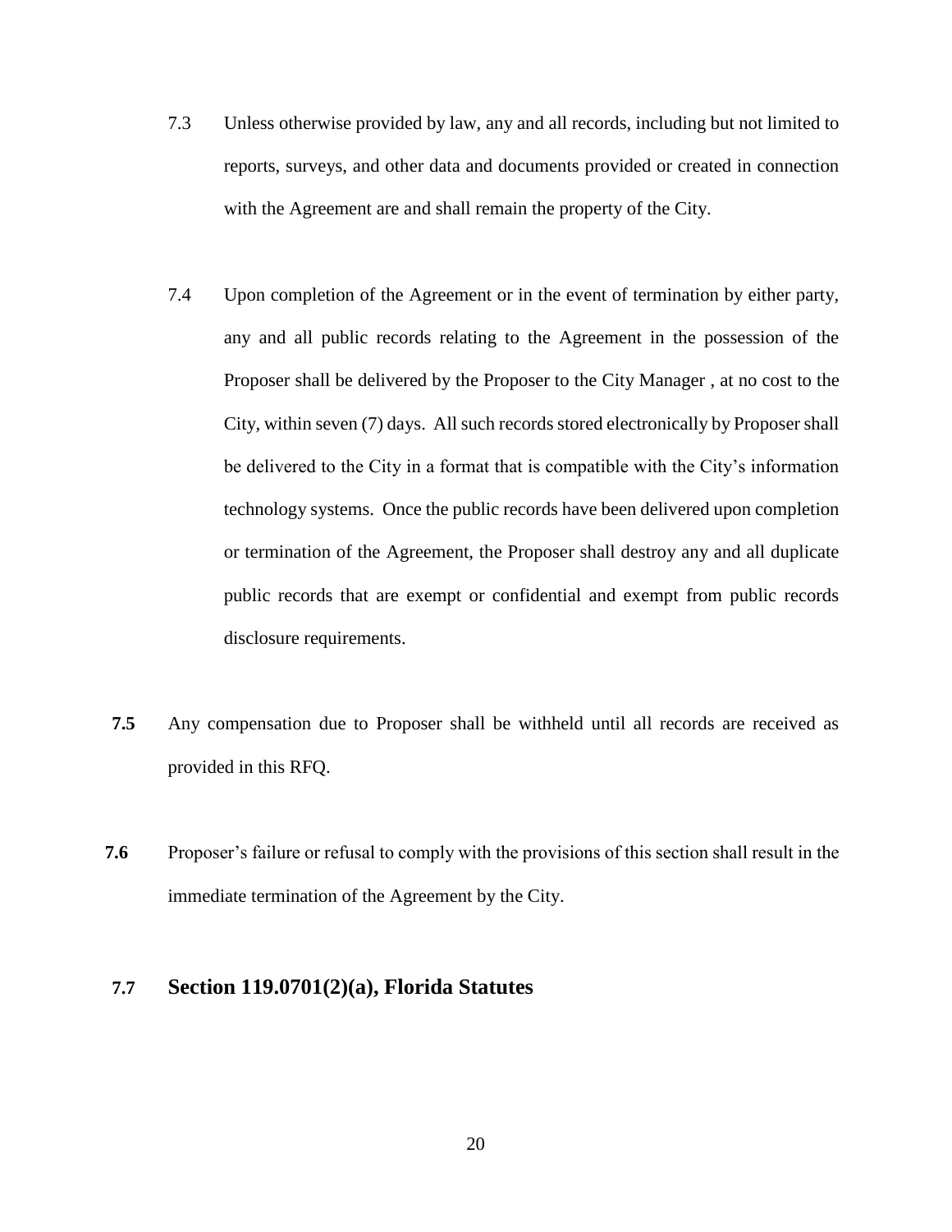7.3 Unless otherwise provided by law, any and all records, including but not limited to reports, surveys, and other data and documents provided or created in connection with the Agreement are and shall remain the property of the City.

7.4 Upon completion of the Agreement or in the event of termination by either party, any and all public records relating to the Agreement in the possession of the Proposer shall be delivered by the Proposer to the City Manager , at no cost to the City, within seven (7) days. All such records stored electronically by Proposer shall be delivered to the City in a format that is compatible with the City's information technology systems. Once the public records have been delivered upon completion or termination of the Agreement, the Proposer shall destroy any and all duplicate public records that are exempt or confidential and exempt from public records disclosure requirements.

**7.5** Any compensation due to Proposer shall be withheld until all records are received as provided in this RFQ.

**7.6** Proposer's failure or refusal to comply with the provisions of this section shall result in the immediate termination of the Agreement by the City.

### 7.7 Section 119.0701(2)(a), Florida Statutes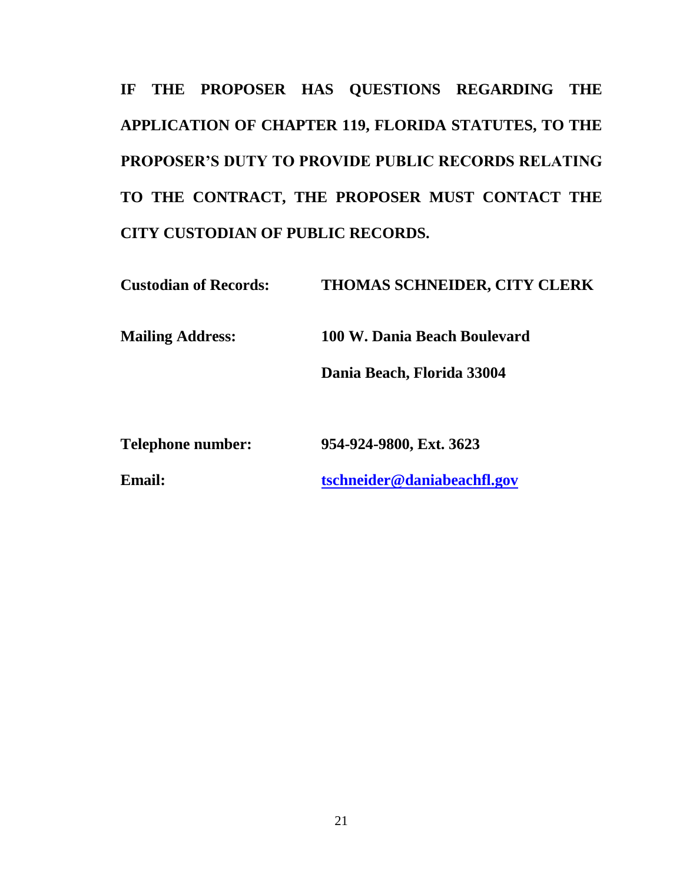**IF THE PROPOSER HAS QUESTIONS REGARDING THE APPLICATION OF CHAPTER 119, FLORIDA STATUTES, TO THE PROPOSER'S DUTY TO PROVIDE PUBLIC RECORDS RELATING TO THE CONTRACT, THE PROPOSER MUST CONTACT THE CITY CUSTODIAN OF PUBLIC RECORDS.**

| | |
|---|---|
| **Custodian of Records:** | **THOMAS SCHNEIDER, CITY CLERK** |
| **Mailing Address:** | **100 W. Dania Beach Boulevard** |
| | **Dania Beach, Florida 33004** |
| **Telephone number:** | **954-924-9800, Ext. 3623** |
| **Email:** | **tschneider@daniabeachfl.gov** |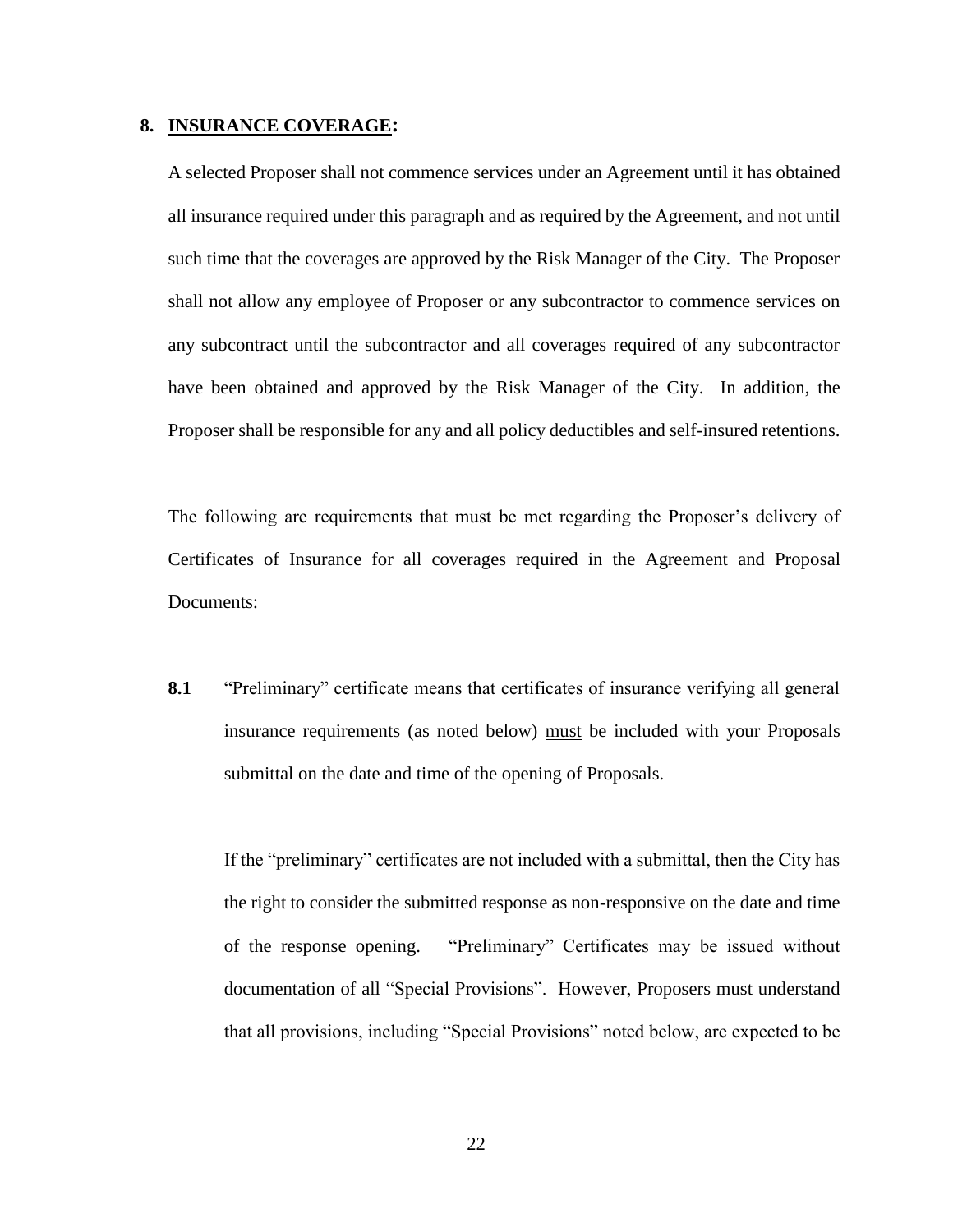## 8. <u>INSURANCE COVERAGE</u>:

A selected Proposer shall not commence services under an Agreement until it has obtained all insurance required under this paragraph and as required by the Agreement, and not until such time that the coverages are approved by the Risk Manager of the City. The Proposer shall not allow any employee of Proposer or any subcontractor to commence services on any subcontract until the subcontractor and all coverages required of any subcontractor have been obtained and approved by the Risk Manager of the City. In addition, the Proposer shall be responsible for any and all policy deductibles and self-insured retentions.

The following are requirements that must be met regarding the Proposer's delivery of Certificates of Insurance for all coverages required in the Agreement and Proposal Documents:

**8.1** "Preliminary" certificate means that certificates of insurance verifying all general insurance requirements (as noted below) <u>must</u> be included with your Proposals submittal on the date and time of the opening of Proposals.

If the "preliminary" certificates are not included with a submittal, then the City has the right to consider the submitted response as non-responsive on the date and time of the response opening. "Preliminary" Certificates may be issued without documentation of all "Special Provisions". However, Proposers must understand that all provisions, including "Special Provisions" noted below, are expected to be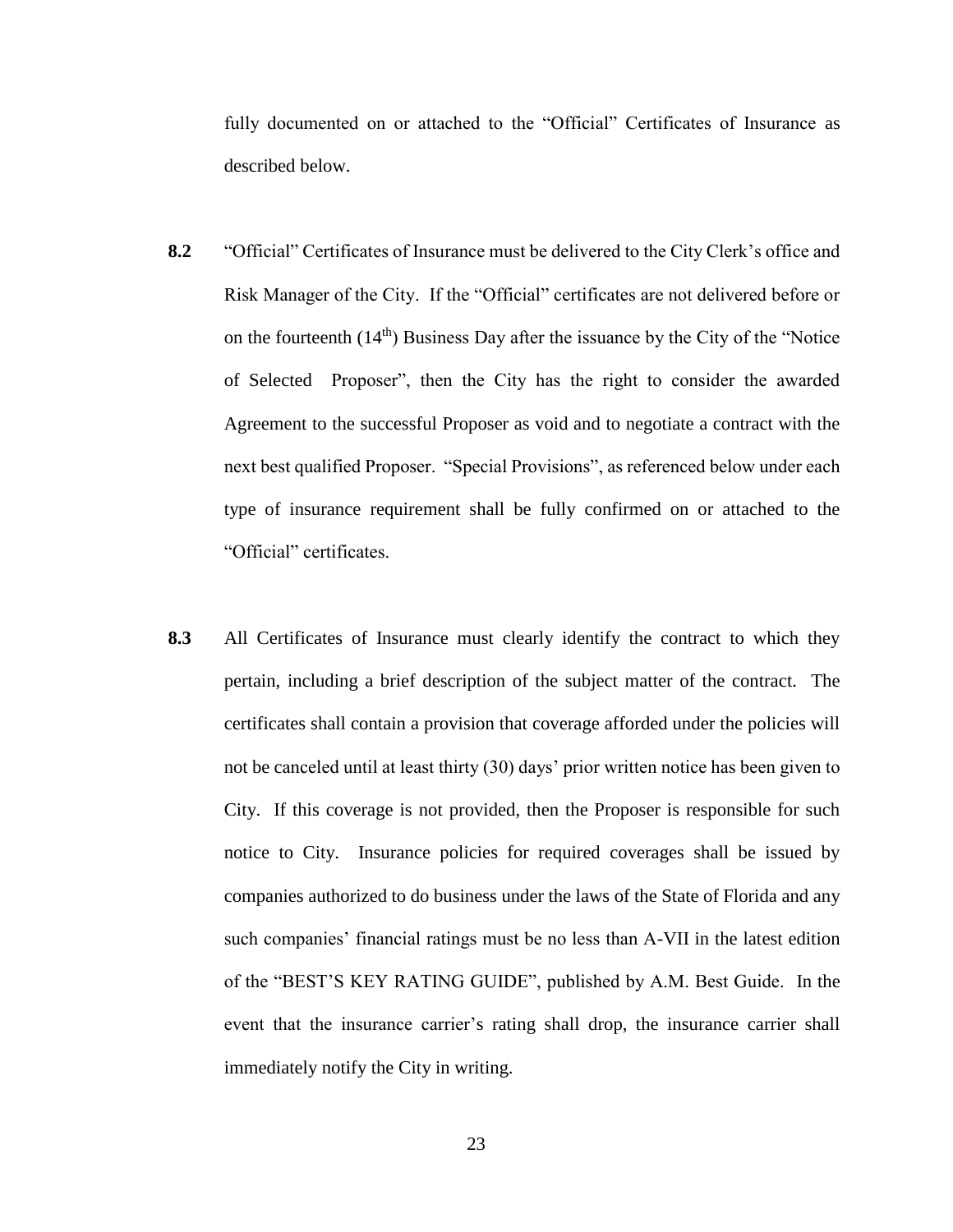fully documented on or attached to the "Official" Certificates of Insurance as described below.

**8.2** "Official" Certificates of Insurance must be delivered to the City Clerk's office and Risk Manager of the City. If the "Official" certificates are not delivered before or on the fourteenth (14th) Business Day after the issuance by the City of the "Notice of Selected Proposer", then the City has the right to consider the awarded Agreement to the successful Proposer as void and to negotiate a contract with the next best qualified Proposer. "Special Provisions", as referenced below under each type of insurance requirement shall be fully confirmed on or attached to the "Official" certificates.

**8.3** All Certificates of Insurance must clearly identify the contract to which they pertain, including a brief description of the subject matter of the contract. The certificates shall contain a provision that coverage afforded under the policies will not be canceled until at least thirty (30) days' prior written notice has been given to City. If this coverage is not provided, then the Proposer is responsible for such notice to City. Insurance policies for required coverages shall be issued by companies authorized to do business under the laws of the State of Florida and any such companies' financial ratings must be no less than A-VII in the latest edition of the "BEST'S KEY RATING GUIDE", published by A.M. Best Guide. In the event that the insurance carrier's rating shall drop, the insurance carrier shall immediately notify the City in writing.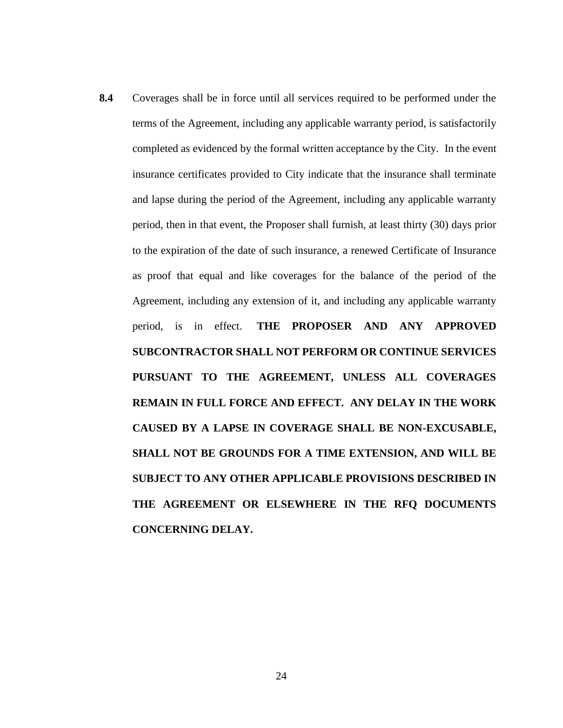**8.4** Coverages shall be in force until all services required to be performed under the terms of the Agreement, including any applicable warranty period, is satisfactorily completed as evidenced by the formal written acceptance by the City. In the event insurance certificates provided to City indicate that the insurance shall terminate and lapse during the period of the Agreement, including any applicable warranty period, then in that event, the Proposer shall furnish, at least thirty (30) days prior to the expiration of the date of such insurance, a renewed Certificate of Insurance as proof that equal and like coverages for the balance of the period of the Agreement, including any extension of it, and including any applicable warranty period, is in effect. **THE PROPOSER AND ANY APPROVED SUBCONTRACTOR SHALL NOT PERFORM OR CONTINUE SERVICES PURSUANT TO THE AGREEMENT, UNLESS ALL COVERAGES REMAIN IN FULL FORCE AND EFFECT. ANY DELAY IN THE WORK CAUSED BY A LAPSE IN COVERAGE SHALL BE NON-EXCUSABLE, SHALL NOT BE GROUNDS FOR A TIME EXTENSION, AND WILL BE SUBJECT TO ANY OTHER APPLICABLE PROVISIONS DESCRIBED IN THE AGREEMENT OR ELSEWHERE IN THE RFQ DOCUMENTS CONCERNING DELAY.**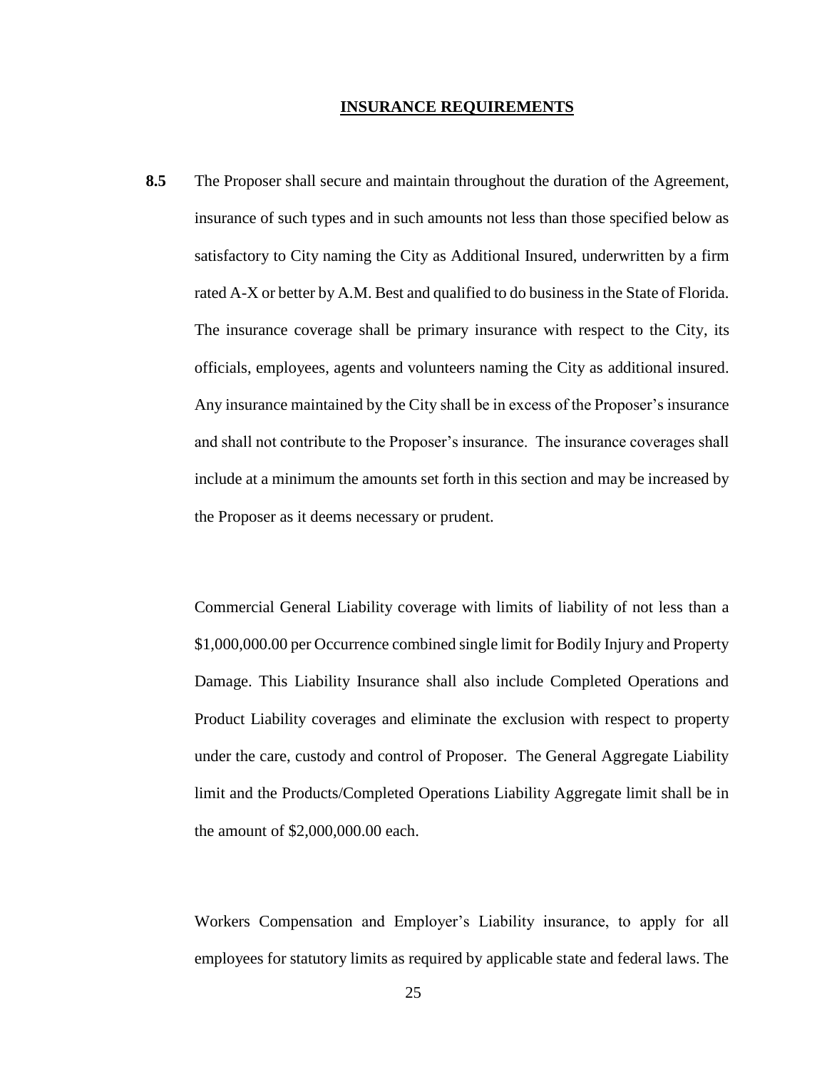## INSURANCE REQUIREMENTS

**8.5** The Proposer shall secure and maintain throughout the duration of the Agreement, insurance of such types and in such amounts not less than those specified below as satisfactory to City naming the City as Additional Insured, underwritten by a firm rated A-X or better by A.M. Best and qualified to do business in the State of Florida. The insurance coverage shall be primary insurance with respect to the City, its officials, employees, agents and volunteers naming the City as additional insured. Any insurance maintained by the City shall be in excess of the Proposer's insurance and shall not contribute to the Proposer's insurance. The insurance coverages shall include at a minimum the amounts set forth in this section and may be increased by the Proposer as it deems necessary or prudent.

Commercial General Liability coverage with limits of liability of not less than a $1,000,000.00 per Occurrence combined single limit for Bodily Injury and Property Damage. This Liability Insurance shall also include Completed Operations and Product Liability coverages and eliminate the exclusion with respect to property under the care, custody and control of Proposer. The General Aggregate Liability limit and the Products/Completed Operations Liability Aggregate limit shall be in the amount of $2,000,000.00 each.

Workers Compensation and Employer's Liability insurance, to apply for all employees for statutory limits as required by applicable state and federal laws. The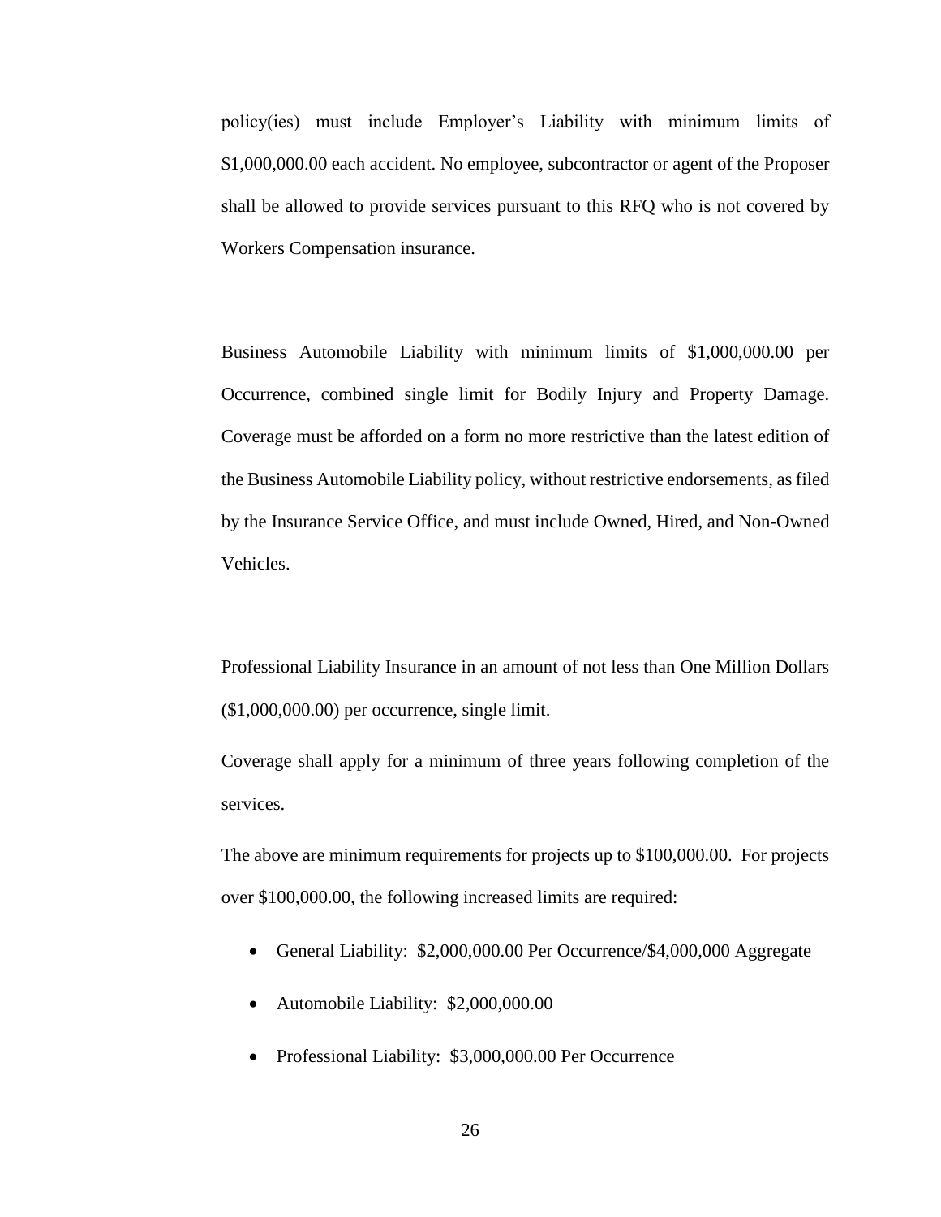policy(ies) must include Employer's Liability with minimum limits of $1,000,000.00 each accident. No employee, subcontractor or agent of the Proposer shall be allowed to provide services pursuant to this RFQ who is not covered by Workers Compensation insurance.

Business Automobile Liability with minimum limits of $1,000,000.00 per Occurrence, combined single limit for Bodily Injury and Property Damage. Coverage must be afforded on a form no more restrictive than the latest edition of the Business Automobile Liability policy, without restrictive endorsements, as filed by the Insurance Service Office, and must include Owned, Hired, and Non-Owned Vehicles.

Professional Liability Insurance in an amount of not less than One Million Dollars ($1,000,000.00) per occurrence, single limit.

Coverage shall apply for a minimum of three years following completion of the services.

The above are minimum requirements for projects up to $100,000.00. For projects over $100,000.00, the following increased limits are required:

- General Liability: $2,000,000.00 Per Occurrence/$4,000,000 Aggregate
- Automobile Liability: $2,000,000.00
- Professional Liability: $3,000,000.00 Per Occurrence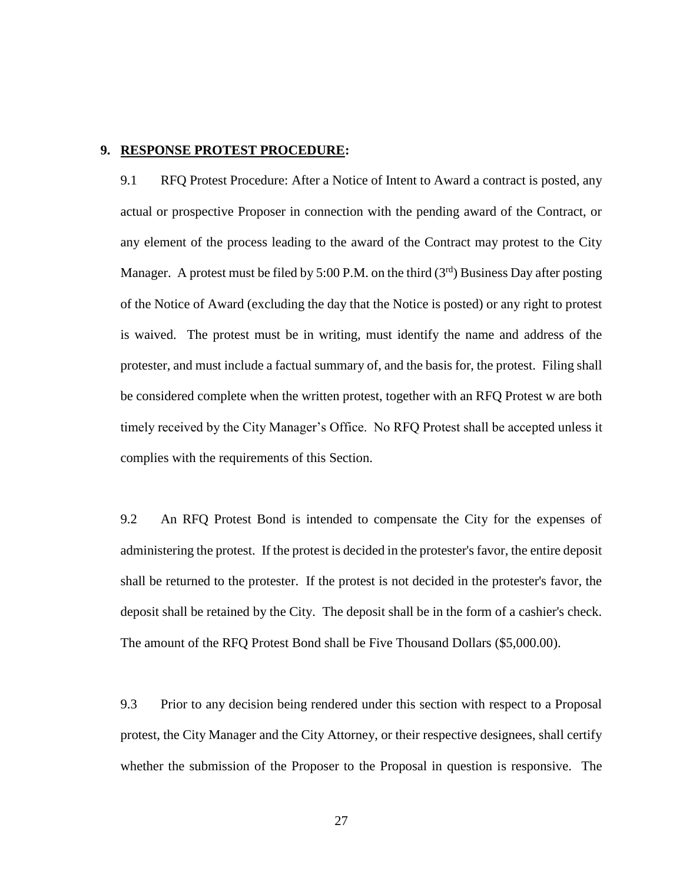## 9. <u>RESPONSE PROTEST PROCEDURE</u>:

9.1 RFQ Protest Procedure: After a Notice of Intent to Award a contract is posted, any actual or prospective Proposer in connection with the pending award of the Contract, or any element of the process leading to the award of the Contract may protest to the City Manager. A protest must be filed by 5:00 P.M. on the third (3rd) Business Day after posting of the Notice of Award (excluding the day that the Notice is posted) or any right to protest is waived. The protest must be in writing, must identify the name and address of the protester, and must include a factual summary of, and the basis for, the protest. Filing shall be considered complete when the written protest, together with an RFQ Protest w are both timely received by the City Manager's Office. No RFQ Protest shall be accepted unless it complies with the requirements of this Section.

9.2 An RFQ Protest Bond is intended to compensate the City for the expenses of administering the protest. If the protest is decided in the protester's favor, the entire deposit shall be returned to the protester. If the protest is not decided in the protester's favor, the deposit shall be retained by the City. The deposit shall be in the form of a cashier's check. The amount of the RFQ Protest Bond shall be Five Thousand Dollars ($5,000.00).

9.3 Prior to any decision being rendered under this section with respect to a Proposal protest, the City Manager and the City Attorney, or their respective designees, shall certify whether the submission of the Proposer to the Proposal in question is responsive. The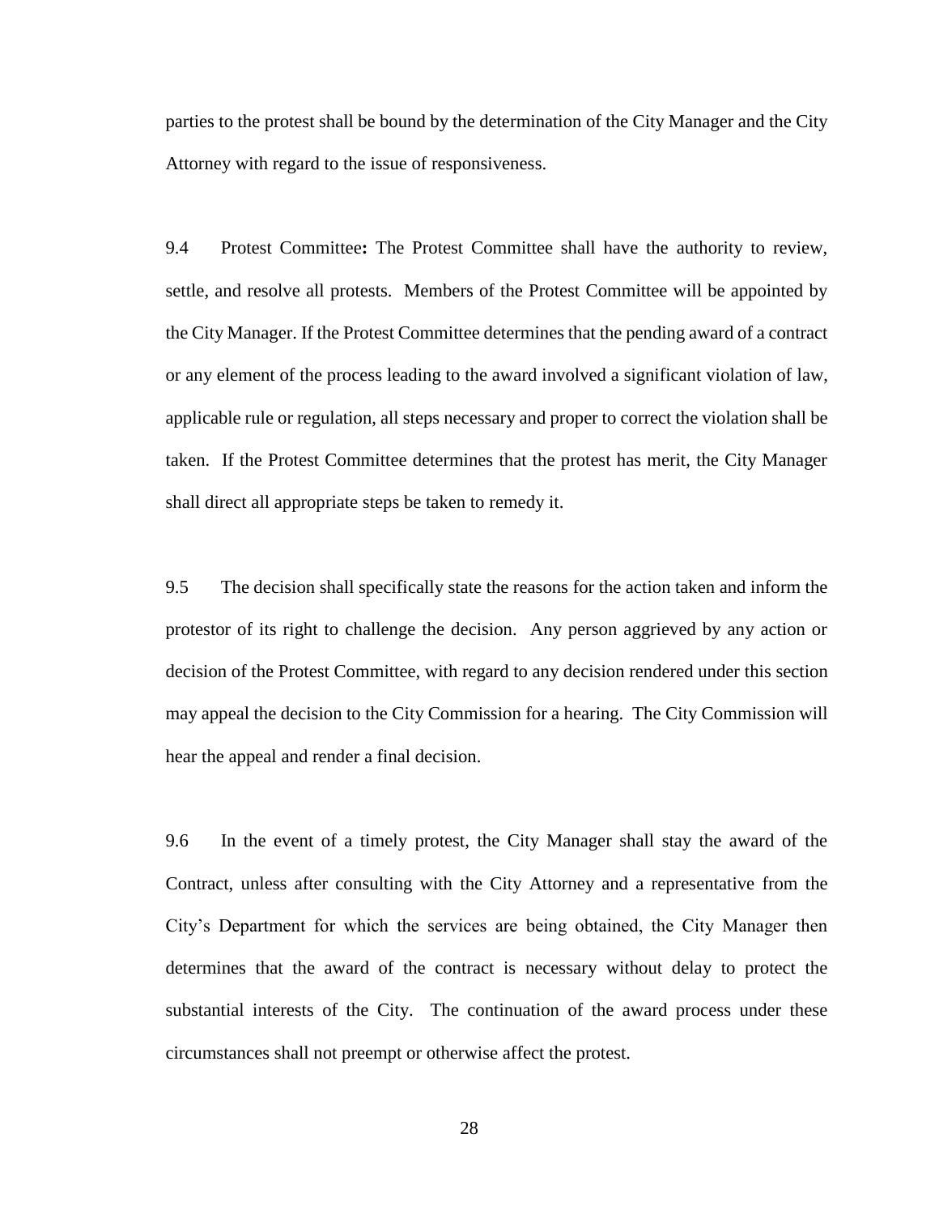parties to the protest shall be bound by the determination of the City Manager and the City Attorney with regard to the issue of responsiveness.

9.4 Protest Committee**:** The Protest Committee shall have the authority to review, settle, and resolve all protests. Members of the Protest Committee will be appointed by the City Manager. If the Protest Committee determines that the pending award of a contract or any element of the process leading to the award involved a significant violation of law, applicable rule or regulation, all steps necessary and proper to correct the violation shall be taken. If the Protest Committee determines that the protest has merit, the City Manager shall direct all appropriate steps be taken to remedy it.

9.5 The decision shall specifically state the reasons for the action taken and inform the protestor of its right to challenge the decision. Any person aggrieved by any action or decision of the Protest Committee, with regard to any decision rendered under this section may appeal the decision to the City Commission for a hearing. The City Commission will hear the appeal and render a final decision.

9.6 In the event of a timely protest, the City Manager shall stay the award of the Contract, unless after consulting with the City Attorney and a representative from the City's Department for which the services are being obtained, the City Manager then determines that the award of the contract is necessary without delay to protect the substantial interests of the City. The continuation of the award process under these circumstances shall not preempt or otherwise affect the protest.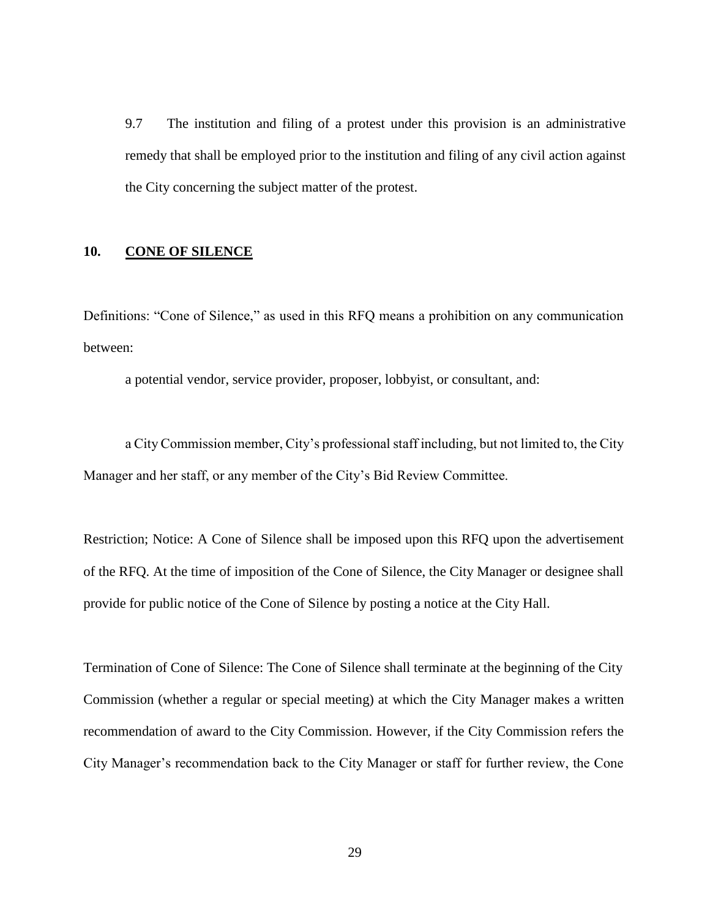9.7 The institution and filing of a protest under this provision is an administrative remedy that shall be employed prior to the institution and filing of any civil action against the City concerning the subject matter of the protest.

## 10. CONE OF SILENCE

Definitions: "Cone of Silence," as used in this RFQ means a prohibition on any communication between:

a potential vendor, service provider, proposer, lobbyist, or consultant, and:

a City Commission member, City's professional staff including, but not limited to, the City Manager and her staff, or any member of the City's Bid Review Committee.

Restriction; Notice: A Cone of Silence shall be imposed upon this RFQ upon the advertisement of the RFQ. At the time of imposition of the Cone of Silence, the City Manager or designee shall provide for public notice of the Cone of Silence by posting a notice at the City Hall.

Termination of Cone of Silence: The Cone of Silence shall terminate at the beginning of the City Commission (whether a regular or special meeting) at which the City Manager makes a written recommendation of award to the City Commission. However, if the City Commission refers the City Manager's recommendation back to the City Manager or staff for further review, the Cone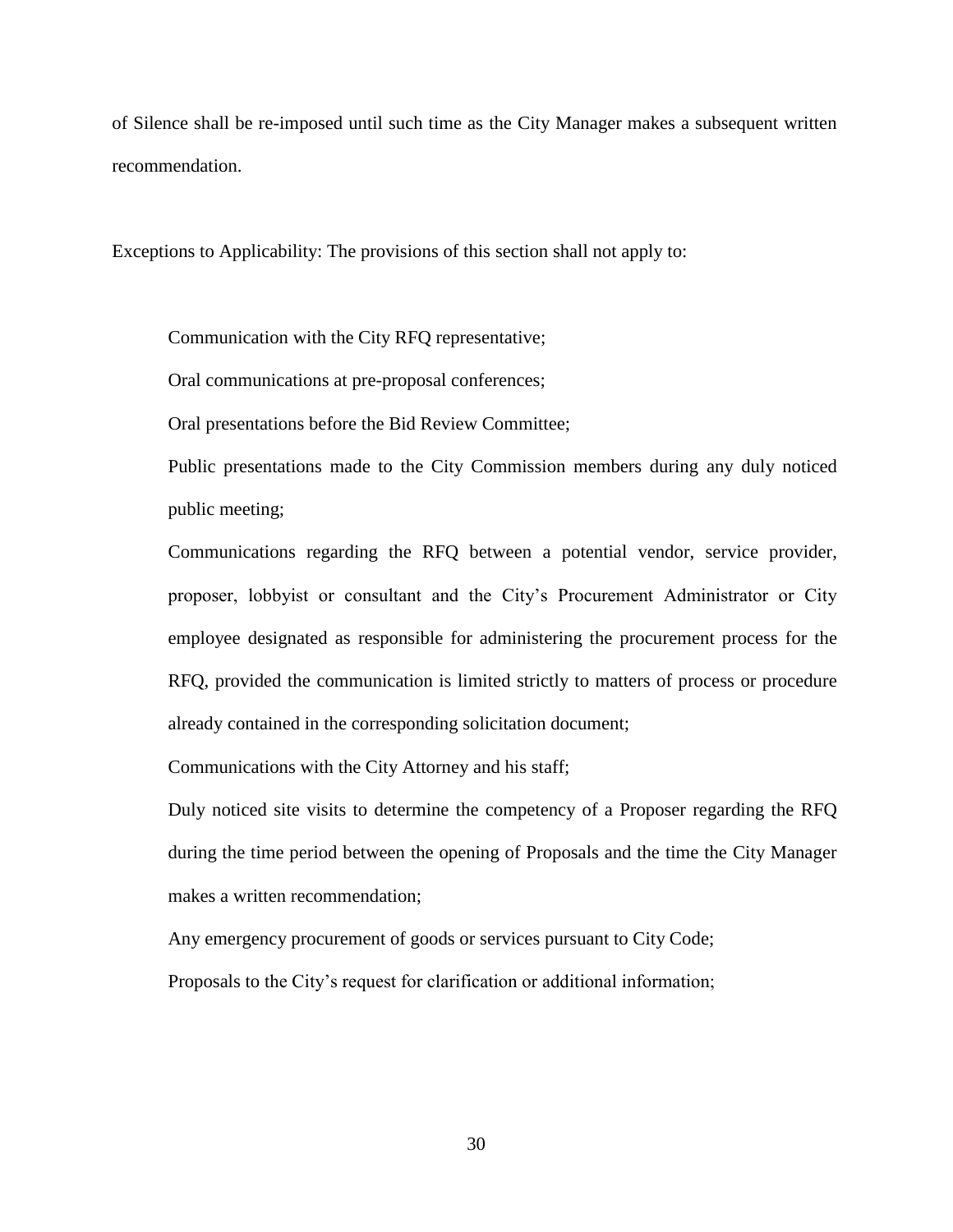of Silence shall be re-imposed until such time as the City Manager makes a subsequent written recommendation.

Exceptions to Applicability: The provisions of this section shall not apply to:

Communication with the City RFQ representative;

Oral communications at pre-proposal conferences;

Oral presentations before the Bid Review Committee;

Public presentations made to the City Commission members during any duly noticed public meeting;

Communications regarding the RFQ between a potential vendor, service provider, proposer, lobbyist or consultant and the City's Procurement Administrator or City employee designated as responsible for administering the procurement process for the RFQ, provided the communication is limited strictly to matters of process or procedure already contained in the corresponding solicitation document;

Communications with the City Attorney and his staff;

Duly noticed site visits to determine the competency of a Proposer regarding the RFQ during the time period between the opening of Proposals and the time the City Manager makes a written recommendation;

Any emergency procurement of goods or services pursuant to City Code;

Proposals to the City's request for clarification or additional information;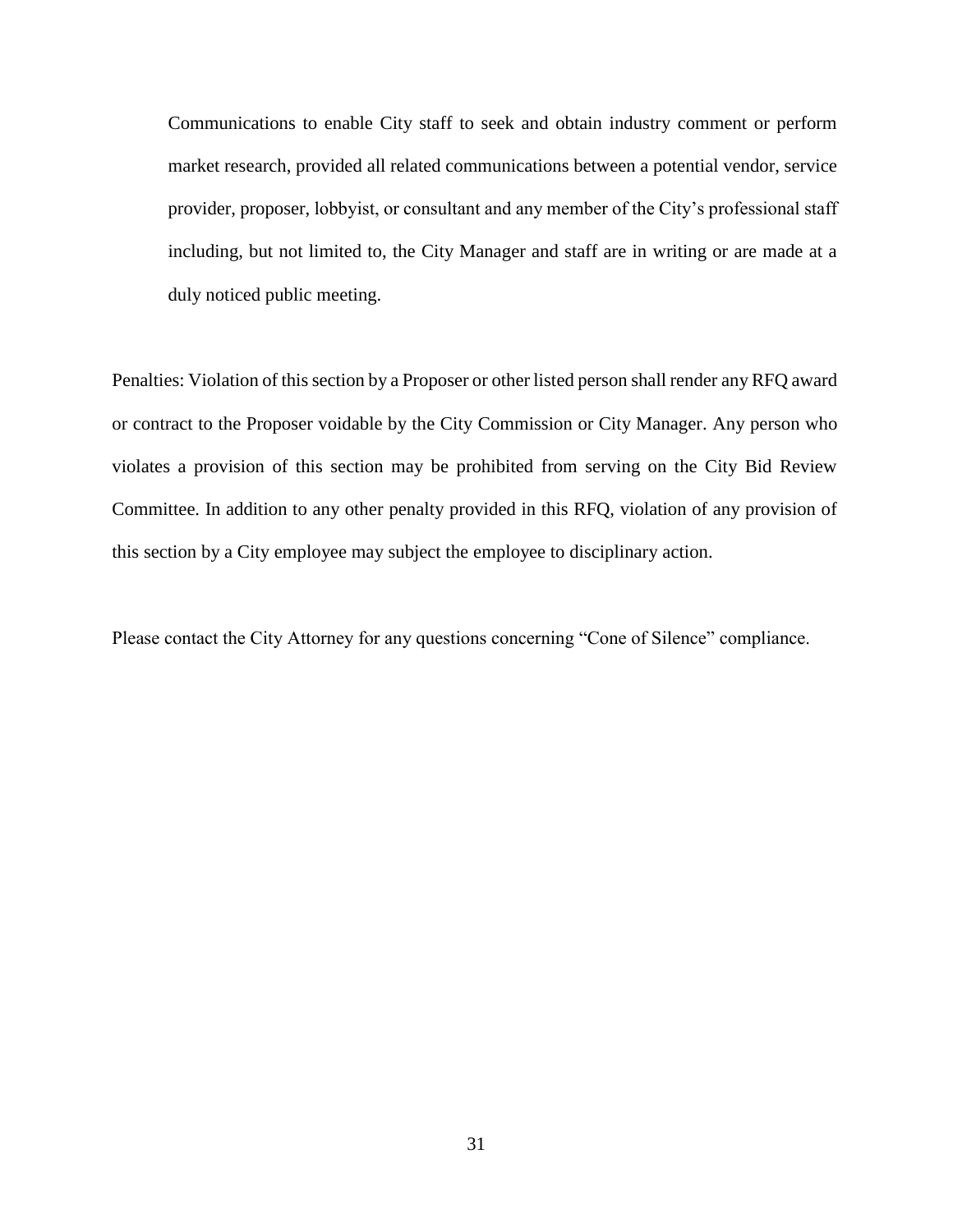Communications to enable City staff to seek and obtain industry comment or perform market research, provided all related communications between a potential vendor, service provider, proposer, lobbyist, or consultant and any member of the City's professional staff including, but not limited to, the City Manager and staff are in writing or are made at a duly noticed public meeting.

Penalties: Violation of this section by a Proposer or other listed person shall render any RFQ award or contract to the Proposer voidable by the City Commission or City Manager. Any person who violates a provision of this section may be prohibited from serving on the City Bid Review Committee. In addition to any other penalty provided in this RFQ, violation of any provision of this section by a City employee may subject the employee to disciplinary action.

Please contact the City Attorney for any questions concerning "Cone of Silence" compliance.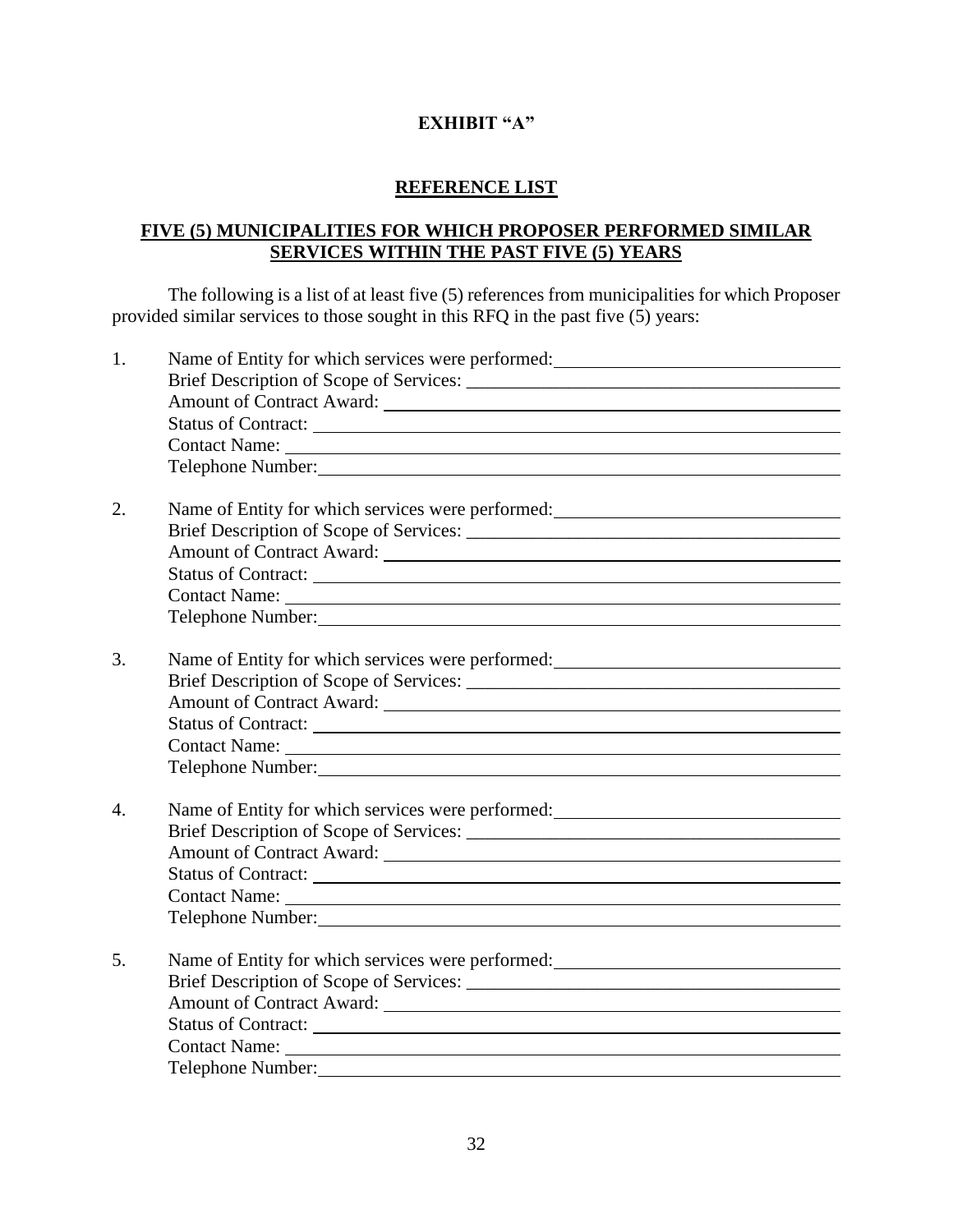**EXHIBIT "A"**

## REFERENCE LIST

### FIVE (5) MUNICIPALITIES FOR WHICH PROPOSER PERFORMED SIMILAR SERVICES WITHIN THE PAST FIVE (5) YEARS

The following is a list of at least five (5) references from municipalities for which Proposer provided similar services to those sought in this RFQ in the past five (5) years:

1. Name of Entity for which services were performed: ______________________________
   Brief Description of Scope of Services: ______________________________
   Amount of Contract Award: ______________________________
   Status of Contract: ______________________________
   Contact Name: ______________________________
   Telephone Number: ______________________________

2. Name of Entity for which services were performed: ______________________________
   Brief Description of Scope of Services: ______________________________
   Amount of Contract Award: ______________________________
   Status of Contract: ______________________________
   Contact Name: ______________________________
   Telephone Number: ______________________________

3. Name of Entity for which services were performed: ______________________________
   Brief Description of Scope of Services: ______________________________
   Amount of Contract Award: ______________________________
   Status of Contract: ______________________________
   Contact Name: ______________________________
   Telephone Number: ______________________________

4. Name of Entity for which services were performed: ______________________________
   Brief Description of Scope of Services: ______________________________
   Amount of Contract Award: ______________________________
   Status of Contract: ______________________________
   Contact Name: ______________________________
   Telephone Number: ______________________________

5. Name of Entity for which services were performed: ______________________________
   Brief Description of Scope of Services: ______________________________
   Amount of Contract Award: ______________________________
   Status of Contract: ______________________________
   Contact Name: ______________________________
   Telephone Number: ______________________________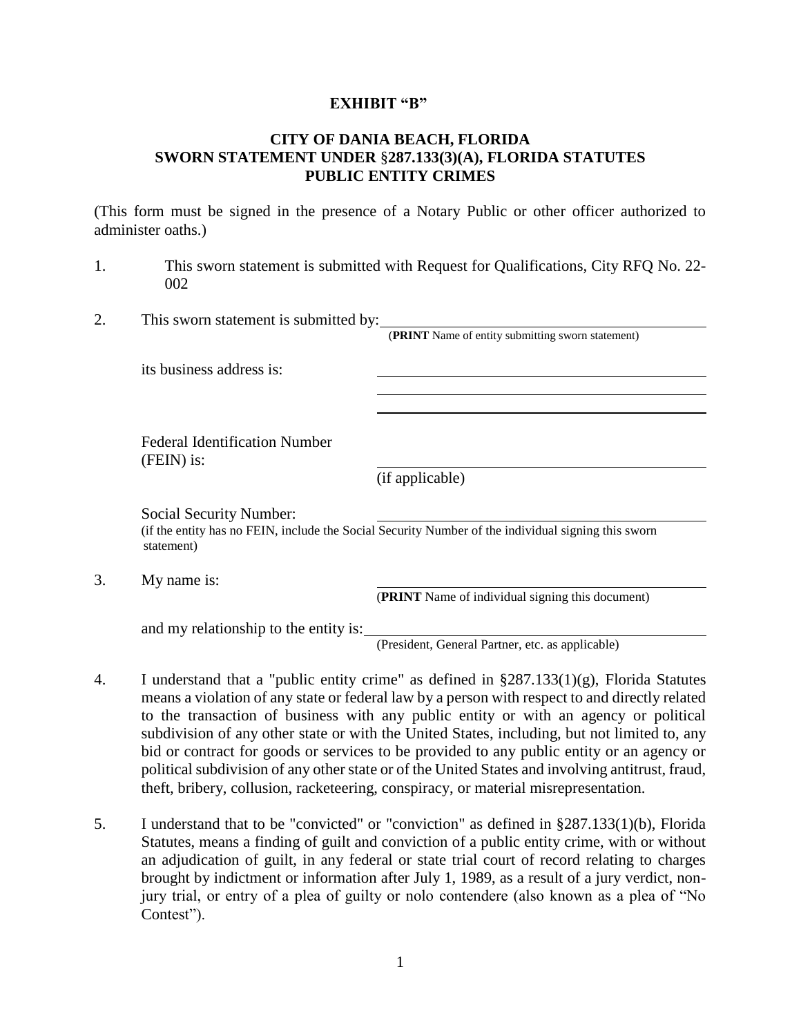**EXHIBIT "B"**

**CITY OF DANIA BEACH, FLORIDA**
**SWORN STATEMENT UNDER §287.133(3)(A), FLORIDA STATUTES**
**PUBLIC ENTITY CRIMES**

(This form must be signed in the presence of a Notary Public or other officer authorized to administer oaths.)

1. This sworn statement is submitted with Request for Qualifications, City RFQ No. 22-002

2. This sworn statement is submitted by: ______________________________
   (**PRINT** Name of entity submitting sworn statement)

   its business address is: ______________________________
   ______________________________
   ______________________________

   Federal Identification Number (FEIN) is: ______________________________
   (if applicable)

   Social Security Number: ______________________________
   (if the entity has no FEIN, include the Social Security Number of the individual signing this sworn statement)

3. My name is: ______________________________
   (**PRINT** Name of individual signing this document)

   and my relationship to the entity is: ______________________________
   (President, General Partner, etc. as applicable)

4. I understand that a "public entity crime" as defined in §287.133(1)(g), Florida Statutes means a violation of any state or federal law by a person with respect to and directly related to the transaction of business with any public entity or with an agency or political subdivision of any other state or with the United States, including, but not limited to, any bid or contract for goods or services to be provided to any public entity or an agency or political subdivision of any other state or of the United States and involving antitrust, fraud, theft, bribery, collusion, racketeering, conspiracy, or material misrepresentation.

5. I understand that to be "convicted" or "conviction" as defined in §287.133(1)(b), Florida Statutes, means a finding of guilt and conviction of a public entity crime, with or without an adjudication of guilt, in any federal or state trial court of record relating to charges brought by indictment or information after July 1, 1989, as a result of a jury verdict, non-jury trial, or entry of a plea of guilty or nolo contendere (also known as a plea of "No Contest").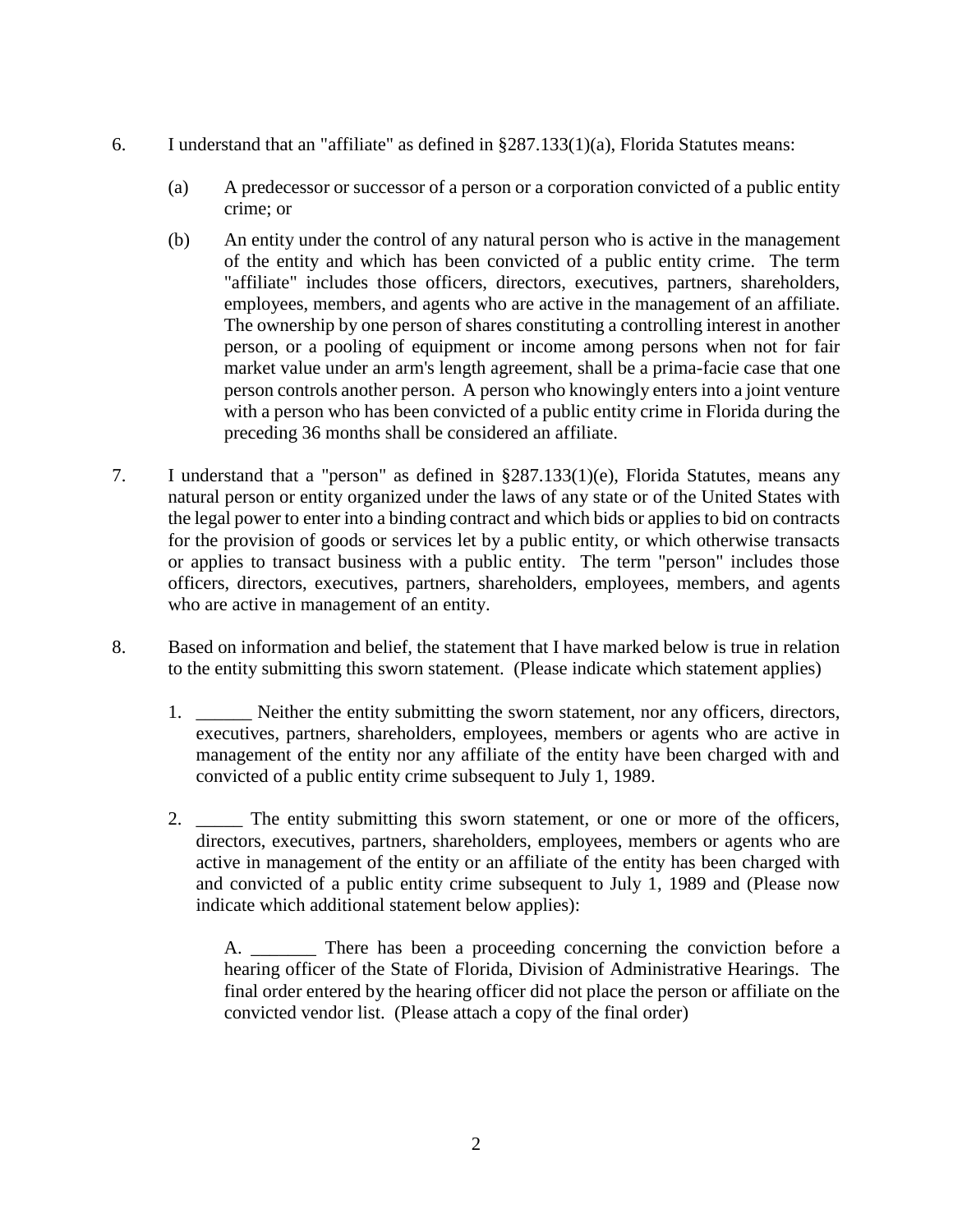6. I understand that an "affiliate" as defined in §287.133(1)(a), Florida Statutes means:

   (a) A predecessor or successor of a person or a corporation convicted of a public entity crime; or

   (b) An entity under the control of any natural person who is active in the management of the entity and which has been convicted of a public entity crime. The term "affiliate" includes those officers, directors, executives, partners, shareholders, employees, members, and agents who are active in the management of an affiliate. The ownership by one person of shares constituting a controlling interest in another person, or a pooling of equipment or income among persons when not for fair market value under an arm's length agreement, shall be a prima-facie case that one person controls another person. A person who knowingly enters into a joint venture with a person who has been convicted of a public entity crime in Florida during the preceding 36 months shall be considered an affiliate.

7. I understand that a "person" as defined in §287.133(1)(e), Florida Statutes, means any natural person or entity organized under the laws of any state or of the United States with the legal power to enter into a binding contract and which bids or applies to bid on contracts for the provision of goods or services let by a public entity, or which otherwise transacts or applies to transact business with a public entity. The term "person" includes those officers, directors, executives, partners, shareholders, employees, members, and agents who are active in management of an entity.

8. Based on information and belief, the statement that I have marked below is true in relation to the entity submitting this sworn statement. (Please indicate which statement applies)

   1. ______ Neither the entity submitting the sworn statement, nor any officers, directors, executives, partners, shareholders, employees, members or agents who are active in management of the entity nor any affiliate of the entity have been charged with and convicted of a public entity crime subsequent to July 1, 1989.

   2. _____ The entity submitting this sworn statement, or one or more of the officers, directors, executives, partners, shareholders, employees, members or agents who are active in management of the entity or an affiliate of the entity has been charged with and convicted of a public entity crime subsequent to July 1, 1989 and (Please now indicate which additional statement below applies):

      A. _______ There has been a proceeding concerning the conviction before a hearing officer of the State of Florida, Division of Administrative Hearings. The final order entered by the hearing officer did not place the person or affiliate on the convicted vendor list. (Please attach a copy of the final order)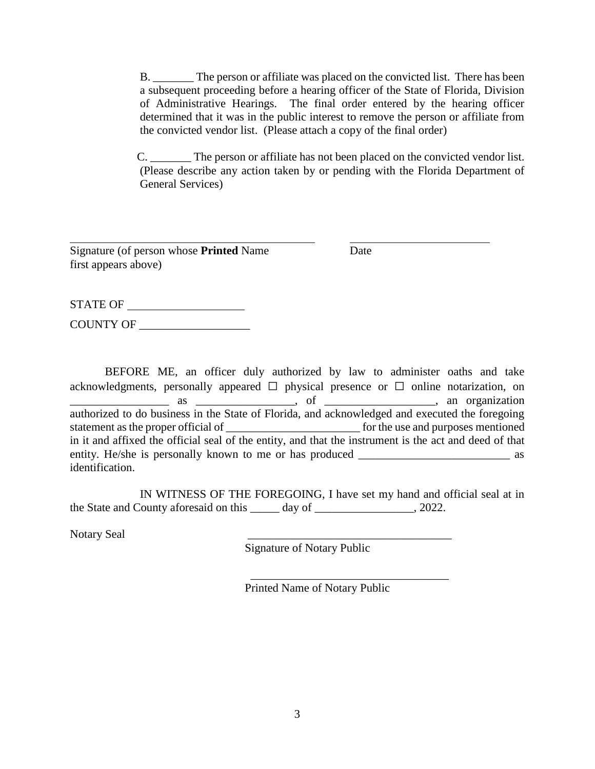B. _______ The person or affiliate was placed on the convicted list. There has been a subsequent proceeding before a hearing officer of the State of Florida, Division of Administrative Hearings. The final order entered by the hearing officer determined that it was in the public interest to remove the person or affiliate from the convicted vendor list. (Please attach a copy of the final order)

C. _______ The person or affiliate has not been placed on the convicted vendor list. (Please describe any action taken by or pending with the Florida Department of General Services)

_____________________________________________ _________________________

Signature (of person whose **Printed** Name first appears above) Date

STATE OF ____________________

COUNTY OF ___________________

BEFORE ME, an officer duly authorized by law to administer oaths and take acknowledgments, personally appeared ☐ physical presence or ☐ online notarization, on _________________ as _________________, of ___________________, an organization authorized to do business in the State of Florida, and acknowledged and executed the foregoing statement as the proper official of _______________________ for the use and purposes mentioned in it and affixed the official seal of the entity, and that the instrument is the act and deed of that entity. He/she is personally known to me or has produced __________________________ as identification.

IN WITNESS OF THE FOREGOING, I have set my hand and official seal at in the State and County aforesaid on this _____ day of _________________, 2022.

Notary Seal

___________________________________
Signature of Notary Public

___________________________________
Printed Name of Notary Public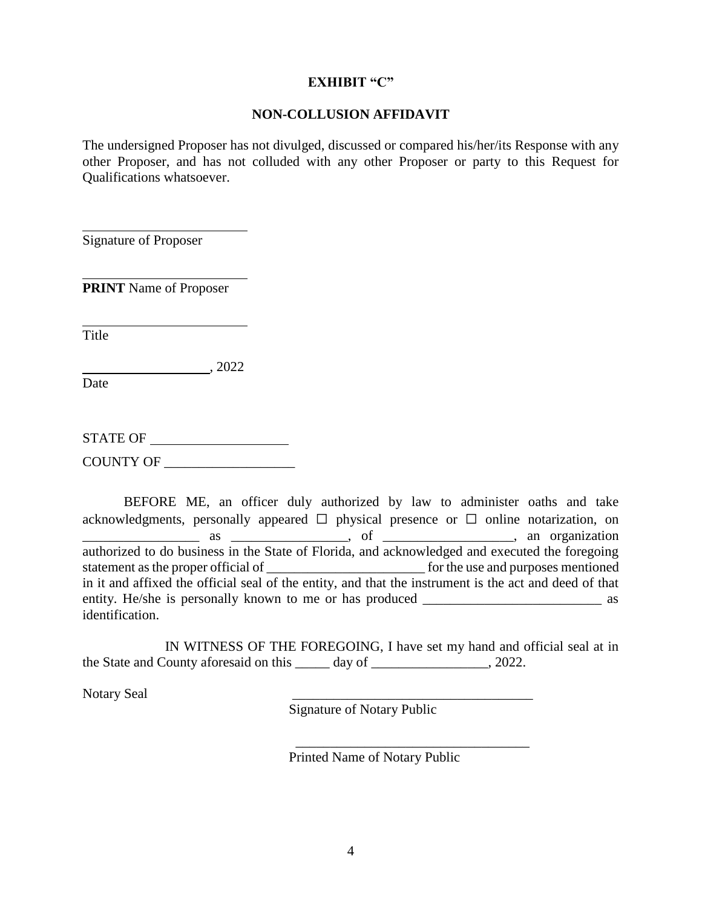**EXHIBIT "C"**

**NON-COLLUSION AFFIDAVIT**

The undersigned Proposer has not divulged, discussed or compared his/her/its Response with any other Proposer, and has not colluded with any other Proposer or party to this Request for Qualifications whatsoever.

_________________________
Signature of Proposer

_________________________
**PRINT** Name of Proposer

_________________________
Title

____________________, 2022
Date

STATE OF ____________________

COUNTY OF ___________________

BEFORE ME, an officer duly authorized by law to administer oaths and take acknowledgments, personally appeared ☐ physical presence or ☐ online notarization, on _________________ as _________________, of ___________________, an organization authorized to do business in the State of Florida, and acknowledged and executed the foregoing statement as the proper official of _______________________ for the use and purposes mentioned in it and affixed the official seal of the entity, and that the instrument is the act and deed of that entity. He/she is personally known to me or has produced __________________________ as identification.

IN WITNESS OF THE FOREGOING, I have set my hand and official seal at in the State and County aforesaid on this _____ day of _________________, 2022.

Notary Seal

___________________________________
Signature of Notary Public

___________________________________
Printed Name of Notary Public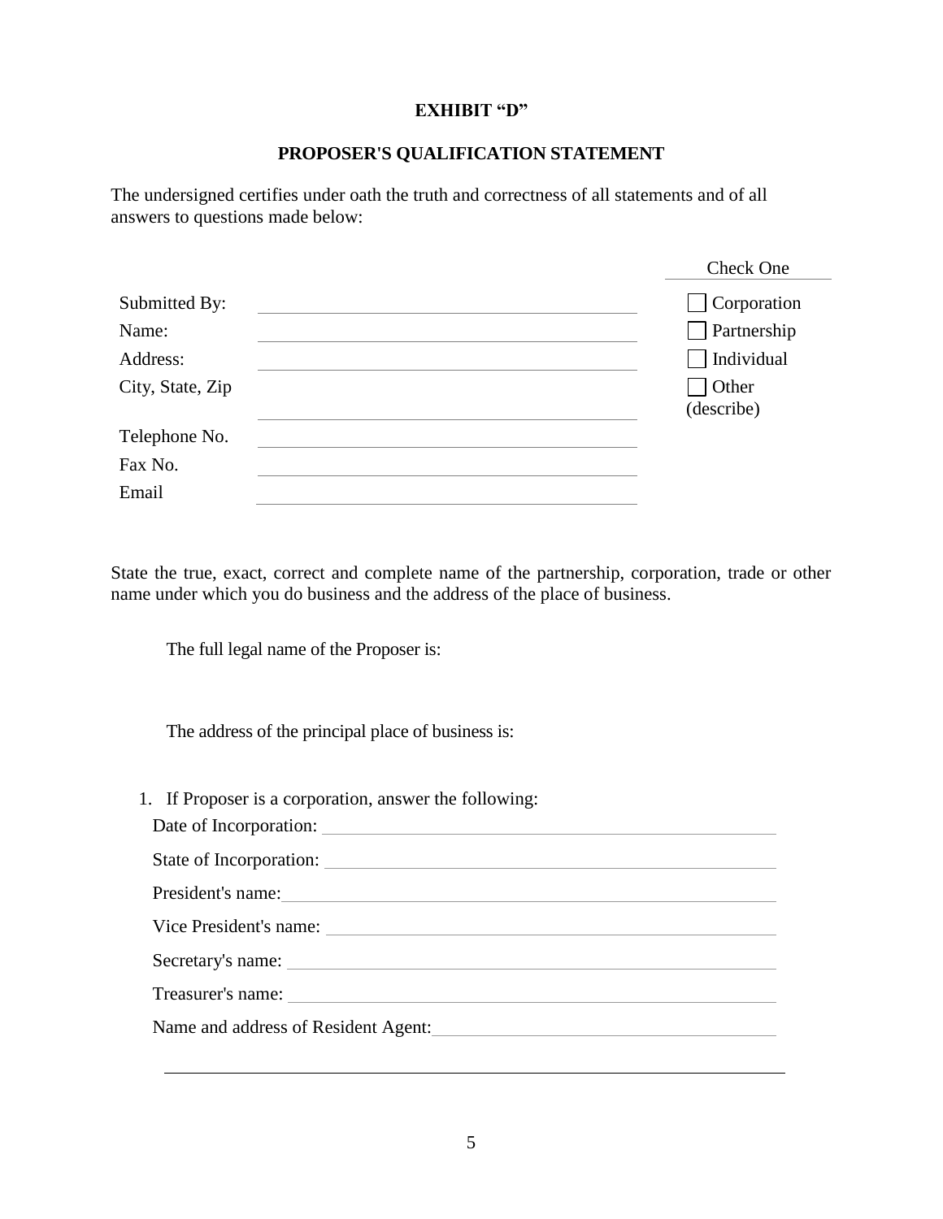**EXHIBIT "D"**

**PROPOSER'S QUALIFICATION STATEMENT**

The undersigned certifies under oath the truth and correctness of all statements and of all answers to questions made below:

| | | Check One |
|---|---|---|
| Submitted By: | \_\_\_\_\_\_\_\_\_\_\_\_\_\_\_\_\_\_\_\_\_\_\_\_\_\_\_\_\_\_ | ☐ Corporation |
| Name: | \_\_\_\_\_\_\_\_\_\_\_\_\_\_\_\_\_\_\_\_\_\_\_\_\_\_\_\_\_\_ | ☐ Partnership |
| Address: | \_\_\_\_\_\_\_\_\_\_\_\_\_\_\_\_\_\_\_\_\_\_\_\_\_\_\_\_\_\_ | ☐ Individual |
| City, State, Zip | \_\_\_\_\_\_\_\_\_\_\_\_\_\_\_\_\_\_\_\_\_\_\_\_\_\_\_\_\_\_ | ☐ Other (describe) |
| Telephone No. | \_\_\_\_\_\_\_\_\_\_\_\_\_\_\_\_\_\_\_\_\_\_\_\_\_\_\_\_\_\_ | |
| Fax No. | \_\_\_\_\_\_\_\_\_\_\_\_\_\_\_\_\_\_\_\_\_\_\_\_\_\_\_\_\_\_ | |
| Email | \_\_\_\_\_\_\_\_\_\_\_\_\_\_\_\_\_\_\_\_\_\_\_\_\_\_\_\_\_\_ | |

State the true, exact, correct and complete name of the partnership, corporation, trade or other name under which you do business and the address of the place of business.

The full legal name of the Proposer is:

The address of the principal place of business is:

1. If Proposer is a corporation, answer the following:

   Date of Incorporation: \_\_\_\_\_\_\_\_\_\_\_\_\_\_\_\_\_\_\_\_\_\_\_\_\_\_\_\_\_\_

   State of Incorporation: \_\_\_\_\_\_\_\_\_\_\_\_\_\_\_\_\_\_\_\_\_\_\_\_\_\_\_\_\_\_

   President's name: \_\_\_\_\_\_\_\_\_\_\_\_\_\_\_\_\_\_\_\_\_\_\_\_\_\_\_\_\_\_

   Vice President's name: \_\_\_\_\_\_\_\_\_\_\_\_\_\_\_\_\_\_\_\_\_\_\_\_\_\_\_\_\_\_

   Secretary's name: \_\_\_\_\_\_\_\_\_\_\_\_\_\_\_\_\_\_\_\_\_\_\_\_\_\_\_\_\_\_

   Treasurer's name: \_\_\_\_\_\_\_\_\_\_\_\_\_\_\_\_\_\_\_\_\_\_\_\_\_\_\_\_\_\_

   Name and address of Resident Agent: \_\_\_\_\_\_\_\_\_\_\_\_\_\_\_\_\_\_\_\_\_\_\_\_\_\_\_\_\_\_

   \_\_\_\_\_\_\_\_\_\_\_\_\_\_\_\_\_\_\_\_\_\_\_\_\_\_\_\_\_\_\_\_\_\_\_\_\_\_\_\_\_\_\_\_\_\_\_\_\_\_\_\_\_\_\_\_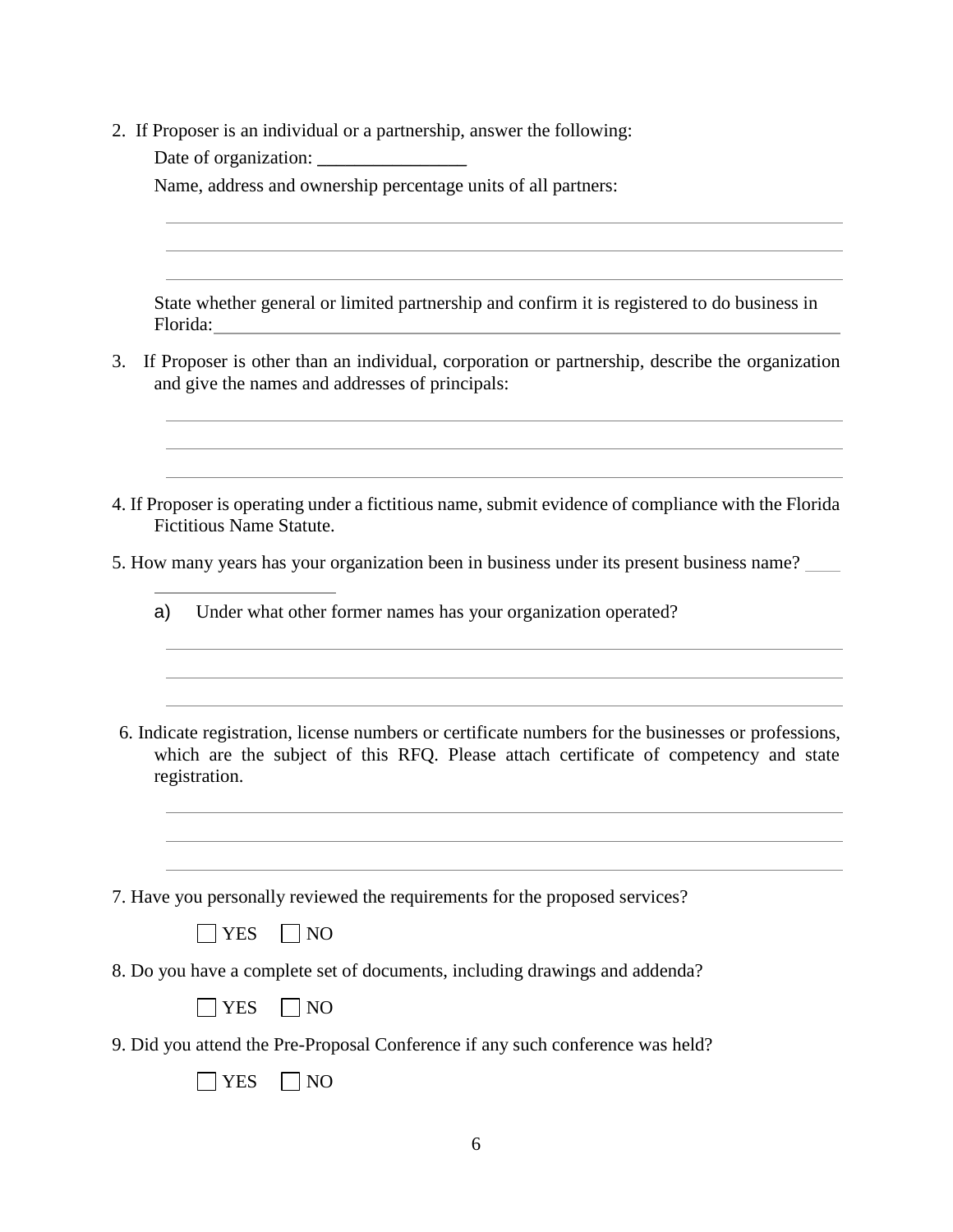2. If Proposer is an individual or a partnership, answer the following:

   Date of organization: ________________

   Name, address and ownership percentage units of all partners:

   ____________________________________________________________________________

   ____________________________________________________________________________

   ____________________________________________________________________________

   State whether general or limited partnership and confirm it is registered to do business in Florida:______________________________________________________________________

3. If Proposer is other than an individual, corporation or partnership, describe the organization and give the names and addresses of principals:

   ____________________________________________________________________________

   ____________________________________________________________________________

   ____________________________________________________________________________

4. If Proposer is operating under a fictitious name, submit evidence of compliance with the Florida Fictitious Name Statute.

5. How many years has your organization been in business under its present business name? ____
   ____________________

   a) Under what other former names has your organization operated?

   ____________________________________________________________________________

   ____________________________________________________________________________

   ____________________________________________________________________________

6. Indicate registration, license numbers or certificate numbers for the businesses or professions, which are the subject of this RFQ. Please attach certificate of competency and state registration.

   ____________________________________________________________________________

   ____________________________________________________________________________

   ____________________________________________________________________________

7. Have you personally reviewed the requirements for the proposed services?

   ☐ YES ☐ NO

8. Do you have a complete set of documents, including drawings and addenda?

   ☐ YES ☐ NO

9. Did you attend the Pre-Proposal Conference if any such conference was held?

   ☐ YES ☐ NO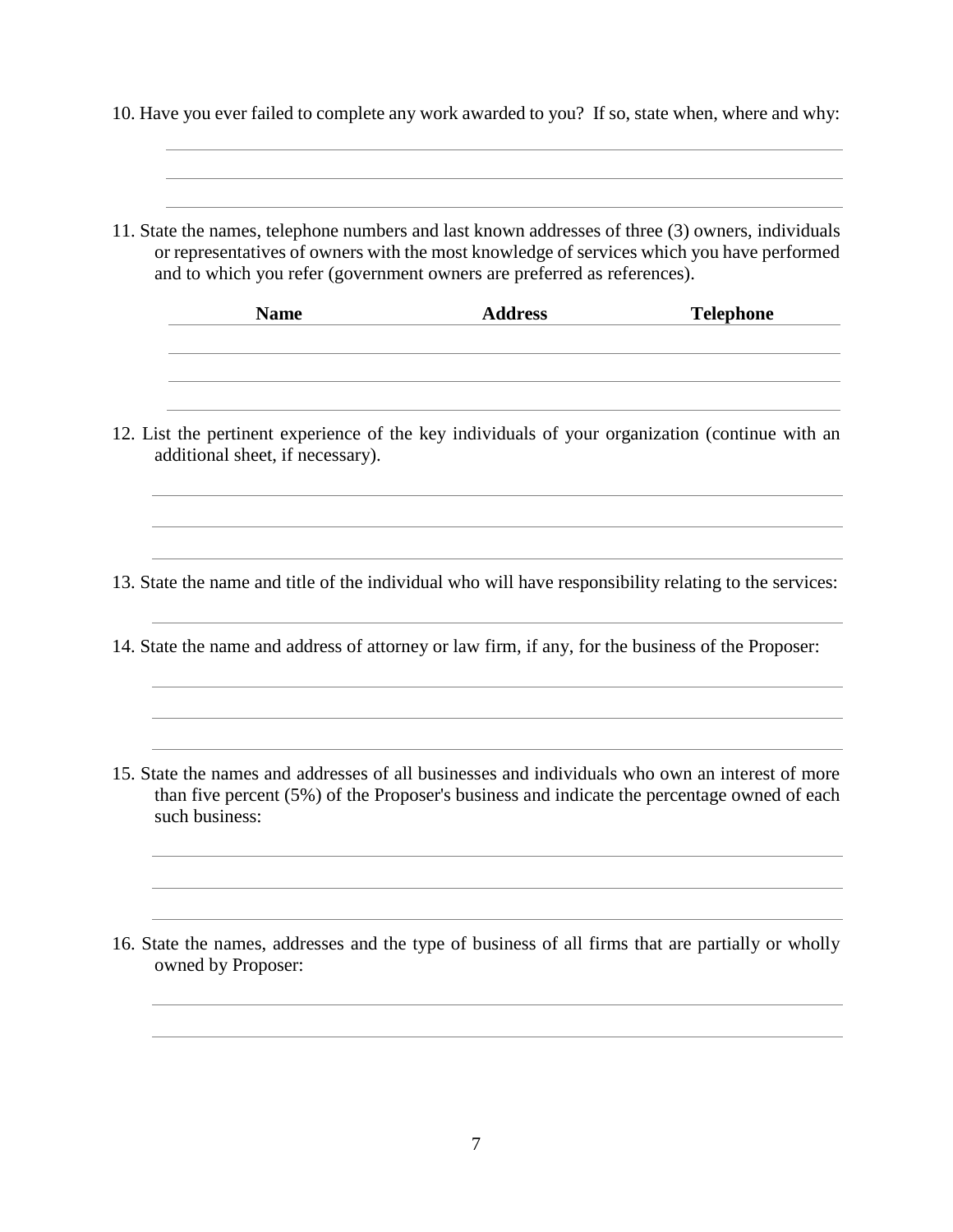10. Have you ever failed to complete any work awarded to you? If so, state when, where and why:

11. State the names, telephone numbers and last known addresses of three (3) owners, individuals or representatives of owners with the most knowledge of services which you have performed and to which you refer (government owners are preferred as references).

| Name | Address | Telephone |
|---|---|---|
| | | |
| | | |
| | | |

12. List the pertinent experience of the key individuals of your organization (continue with an additional sheet, if necessary).

13. State the name and title of the individual who will have responsibility relating to the services:

14. State the name and address of attorney or law firm, if any, for the business of the Proposer:

15. State the names and addresses of all businesses and individuals who own an interest of more than five percent (5%) of the Proposer's business and indicate the percentage owned of each such business:

16. State the names, addresses and the type of business of all firms that are partially or wholly owned by Proposer: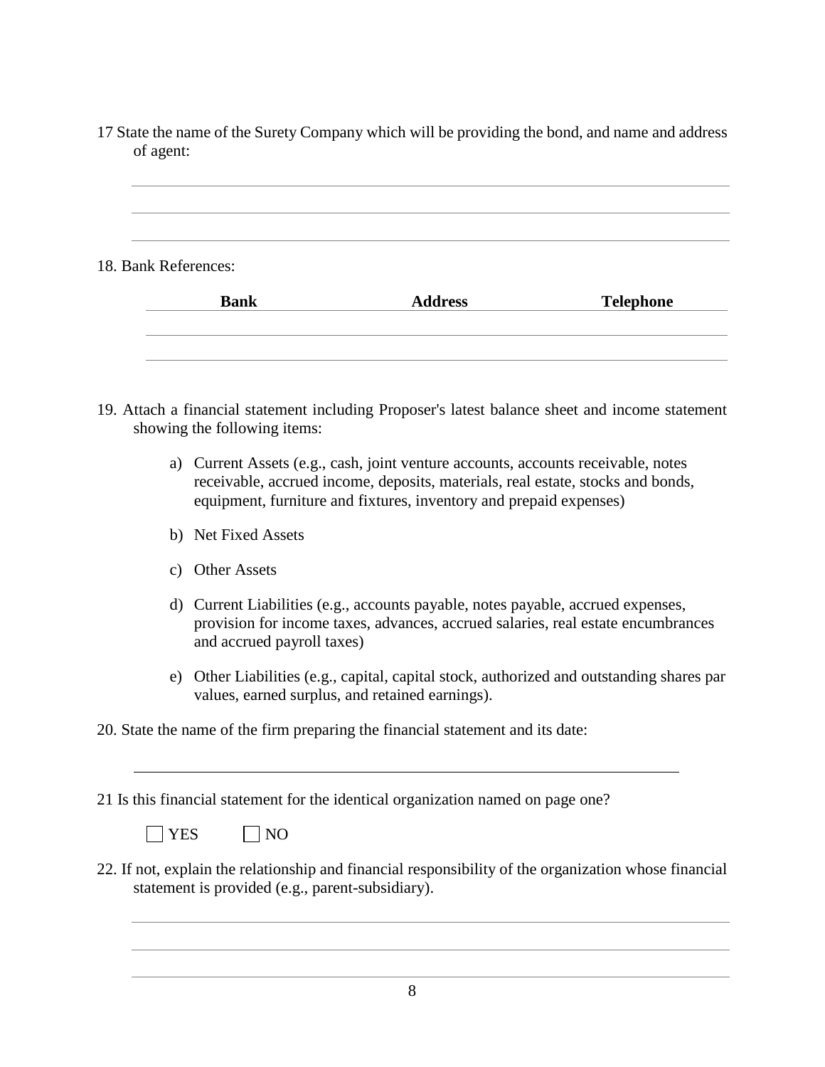17 State the name of the Surety Company which will be providing the bond, and name and address of agent:

_______________________________________________

_______________________________________________

_______________________________________________

18. Bank References:

| Bank | Address | Telephone |
|---|---|---|
| | | |
| | | |

19. Attach a financial statement including Proposer's latest balance sheet and income statement showing the following items:

a) Current Assets (e.g., cash, joint venture accounts, accounts receivable, notes receivable, accrued income, deposits, materials, real estate, stocks and bonds, equipment, furniture and fixtures, inventory and prepaid expenses)

b) Net Fixed Assets

c) Other Assets

d) Current Liabilities (e.g., accounts payable, notes payable, accrued expenses, provision for income taxes, advances, accrued salaries, real estate encumbrances and accrued payroll taxes)

e) Other Liabilities (e.g., capital, capital stock, authorized and outstanding shares par values, earned surplus, and retained earnings).

20. State the name of the firm preparing the financial statement and its date:

_______________________________________________

21 Is this financial statement for the identical organization named on page one?

☐ YES ☐ NO

22. If not, explain the relationship and financial responsibility of the organization whose financial statement is provided (e.g., parent-subsidiary).

_______________________________________________

_______________________________________________

_______________________________________________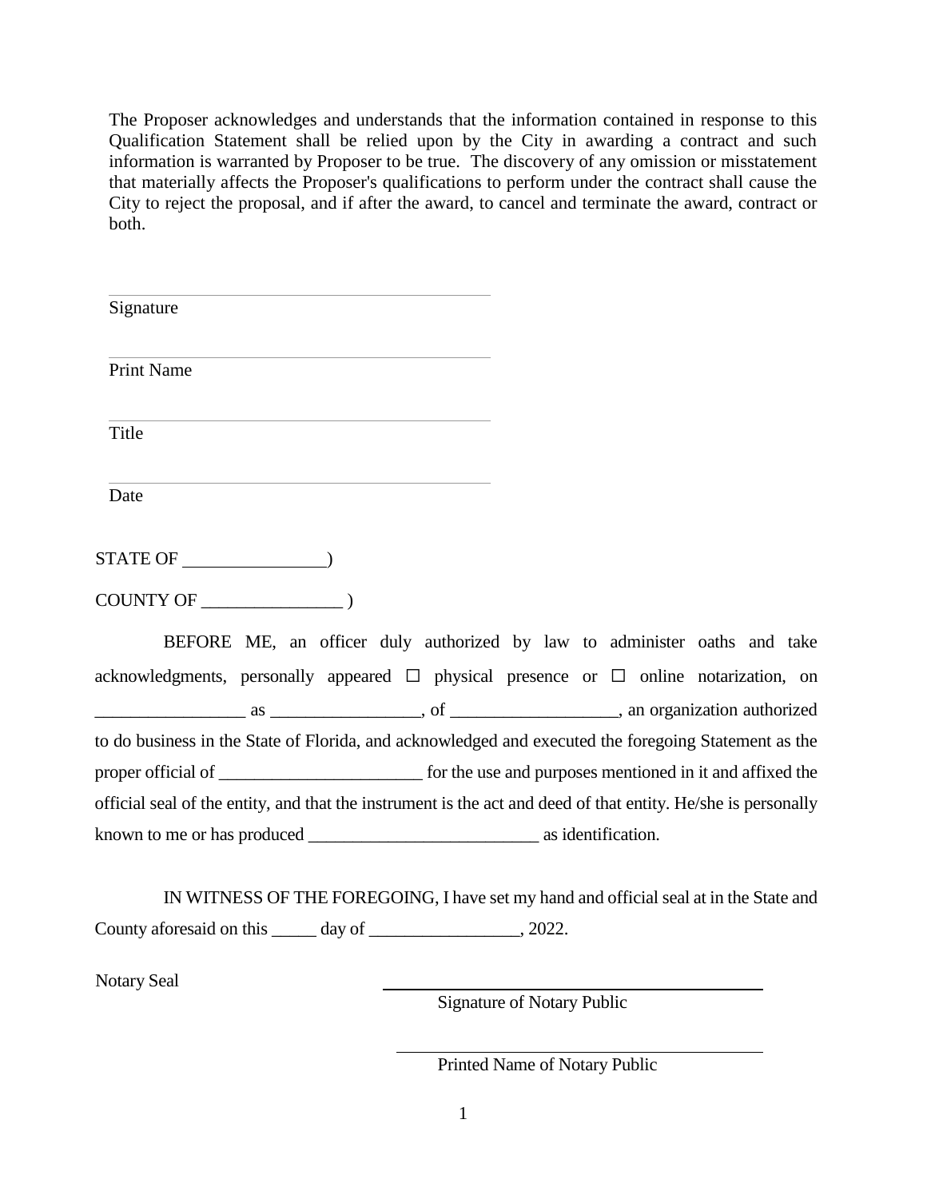The Proposer acknowledges and understands that the information contained in response to this Qualification Statement shall be relied upon by the City in awarding a contract and such information is warranted by Proposer to be true. The discovery of any omission or misstatement that materially affects the Proposer's qualifications to perform under the contract shall cause the City to reject the proposal, and if after the award, to cancel and terminate the award, contract or both.

_______________________________________
Signature

_______________________________________
Print Name

_______________________________________
Title

_______________________________________
Date

STATE OF ________________)

COUNTY OF ________________ )

BEFORE ME, an officer duly authorized by law to administer oaths and take acknowledgments, personally appeared ☐ physical presence or ☐ online notarization, on _________________ as _________________, of ___________________, an organization authorized to do business in the State of Florida, and acknowledged and executed the foregoing Statement as the proper official of _______________________ for the use and purposes mentioned in it and affixed the official seal of the entity, and that the instrument is the act and deed of that entity. He/she is personally known to me or has produced __________________________ as identification.

IN WITNESS OF THE FOREGOING, I have set my hand and official seal at in the State and County aforesaid on this _____ day of _________________, 2022.

Notary Seal

_______________________________________
Signature of Notary Public

_______________________________________
Printed Name of Notary Public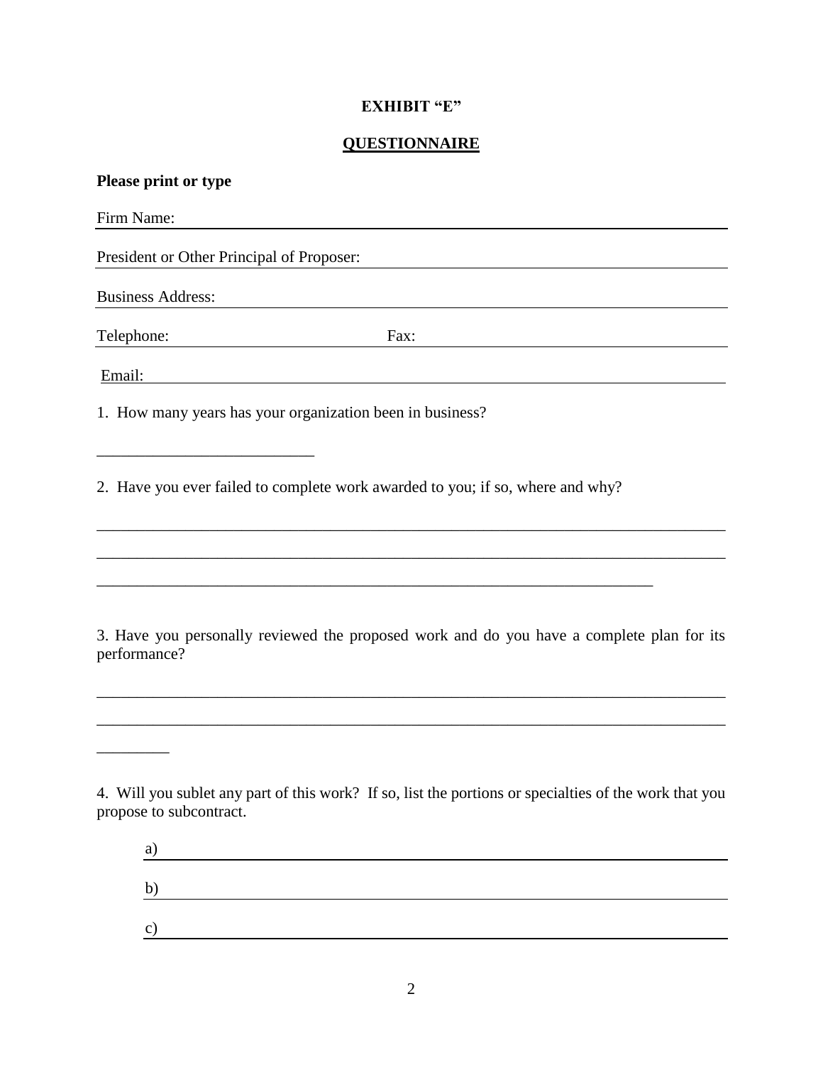**EXHIBIT "E"**

**QUESTIONNAIRE**

**Please print or type**

Firm Name: \_\_\_\_\_\_\_\_\_\_\_\_\_\_\_\_\_\_\_\_\_\_\_\_\_\_\_\_\_\_\_\_\_\_\_\_\_\_\_\_\_\_\_\_\_\_\_\_\_\_\_\_\_\_\_\_\_\_\_\_

President or Other Principal of Proposer: \_\_\_\_\_\_\_\_\_\_\_\_\_\_\_\_\_\_\_\_\_\_\_\_\_\_\_\_\_\_\_\_\_\_\_\_\_\_\_\_

Business Address: \_\_\_\_\_\_\_\_\_\_\_\_\_\_\_\_\_\_\_\_\_\_\_\_\_\_\_\_\_\_\_\_\_\_\_\_\_\_\_\_\_\_\_\_\_\_\_\_\_\_\_\_\_\_\_\_

Telephone: \_\_\_\_\_\_\_\_\_\_\_\_\_\_\_\_\_\_\_\_\_\_\_\_\_\_ Fax: \_\_\_\_\_\_\_\_\_\_\_\_\_\_\_\_\_\_\_\_\_\_\_\_\_\_\_\_\_\_\_\_\_\_

Email: \_\_\_\_\_\_\_\_\_\_\_\_\_\_\_\_\_\_\_\_\_\_\_\_\_\_\_\_\_\_\_\_\_\_\_\_\_\_\_\_\_\_\_\_\_\_\_\_\_\_\_\_\_\_\_\_\_\_\_\_\_\_\_\_

1. How many years has your organization been in business?

\_\_\_\_\_\_\_\_\_\_\_\_\_\_\_\_\_\_\_\_\_\_\_\_\_\_\_

2. Have you ever failed to complete work awarded to you; if so, where and why?

\_\_\_\_\_\_\_\_\_\_\_\_\_\_\_\_\_\_\_\_\_\_\_\_\_\_\_\_\_\_\_\_\_\_\_\_\_\_\_\_\_\_\_\_\_\_\_\_\_\_\_\_\_\_\_\_\_\_\_\_\_\_\_\_\_\_\_\_\_\_\_\_\_\_\_\_

\_\_\_\_\_\_\_\_\_\_\_\_\_\_\_\_\_\_\_\_\_\_\_\_\_\_\_\_\_\_\_\_\_\_\_\_\_\_\_\_\_\_\_\_\_\_\_\_\_\_\_\_\_\_\_\_\_\_\_\_\_\_\_\_\_\_\_\_\_\_\_\_\_\_\_\_

\_\_\_\_\_\_\_\_\_\_\_\_\_\_\_\_\_\_\_\_\_\_\_\_\_\_\_\_\_\_\_\_\_\_\_\_\_\_\_\_\_\_\_\_\_\_\_\_\_\_\_\_\_\_\_\_\_\_\_\_\_\_\_\_\_\_\_

3. Have you personally reviewed the proposed work and do you have a complete plan for its performance?

\_\_\_\_\_\_\_\_\_\_\_\_\_\_\_\_\_\_\_\_\_\_\_\_\_\_\_\_\_\_\_\_\_\_\_\_\_\_\_\_\_\_\_\_\_\_\_\_\_\_\_\_\_\_\_\_\_\_\_\_\_\_\_\_\_\_\_\_\_\_\_\_\_\_\_\_

\_\_\_\_\_\_\_\_\_\_\_\_\_\_\_\_\_\_\_\_\_\_\_\_\_\_\_\_\_\_\_\_\_\_\_\_\_\_\_\_\_\_\_\_\_\_\_\_\_\_\_\_\_\_\_\_\_\_\_\_\_\_\_\_\_\_\_\_\_\_\_\_\_\_\_\_

\_\_\_\_\_\_\_\_\_

4. Will you sublet any part of this work? If so, list the portions or specialties of the work that you propose to subcontract.

a) \_\_\_\_\_\_\_\_\_\_\_\_\_\_\_\_\_\_\_\_\_\_\_\_\_\_\_\_\_\_\_\_\_\_\_\_\_\_\_\_\_\_\_\_\_\_\_\_\_\_\_\_\_\_\_\_\_\_\_\_\_\_\_\_\_\_\_\_

b) \_\_\_\_\_\_\_\_\_\_\_\_\_\_\_\_\_\_\_\_\_\_\_\_\_\_\_\_\_\_\_\_\_\_\_\_\_\_\_\_\_\_\_\_\_\_\_\_\_\_\_\_\_\_\_\_\_\_\_\_\_\_\_\_\_\_\_\_

c) \_\_\_\_\_\_\_\_\_\_\_\_\_\_\_\_\_\_\_\_\_\_\_\_\_\_\_\_\_\_\_\_\_\_\_\_\_\_\_\_\_\_\_\_\_\_\_\_\_\_\_\_\_\_\_\_\_\_\_\_\_\_\_\_\_\_\_\_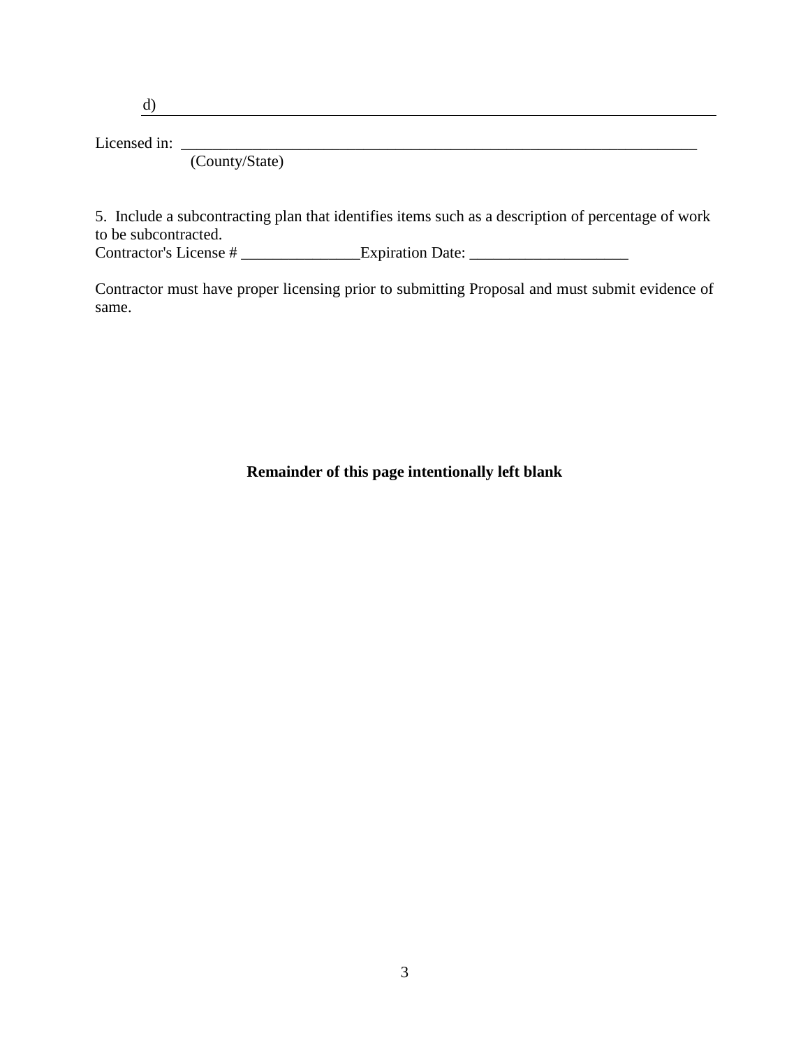d) ______________________________________________________________________

Licensed in: _______________________________________________________________________
(County/State)

5. Include a subcontracting plan that identifies items such as a description of percentage of work to be subcontracted.
Contractor's License # _______________Expiration Date: ____________________

Contractor must have proper licensing prior to submitting Proposal and must submit evidence of same.

**Remainder of this page intentionally left blank**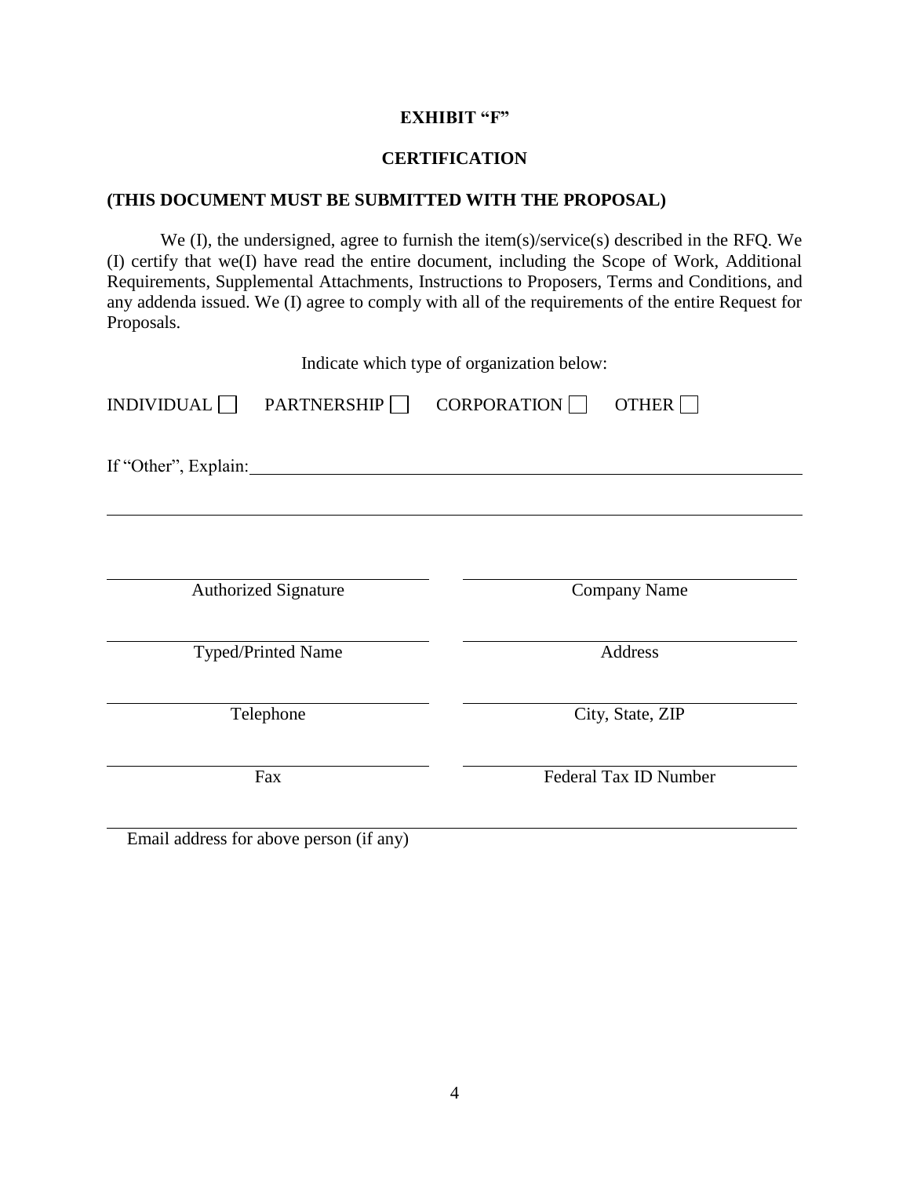**EXHIBIT "F"**

**CERTIFICATION**

**(THIS DOCUMENT MUST BE SUBMITTED WITH THE PROPOSAL)**

We (I), the undersigned, agree to furnish the item(s)/service(s) described in the RFQ. We (I) certify that we(I) have read the entire document, including the Scope of Work, Additional Requirements, Supplemental Attachments, Instructions to Proposers, Terms and Conditions, and any addenda issued. We (I) agree to comply with all of the requirements of the entire Request for Proposals.

Indicate which type of organization below:

INDIVIDUAL ☐ PARTNERSHIP ☐ CORPORATION ☐ OTHER ☐

If "Other", Explain: ______________________________________________________________

______________________________________________________________

| | |
|---|---|
| ______________________________ | ______________________________ |
| Authorized Signature | Company Name |
| ______________________________ | ______________________________ |
| Typed/Printed Name | Address |
| ______________________________ | ______________________________ |
| Telephone | City, State, ZIP |
| ______________________________ | ______________________________ |
| Fax | Federal Tax ID Number |

______________________________________________________________

Email address for above person (if any)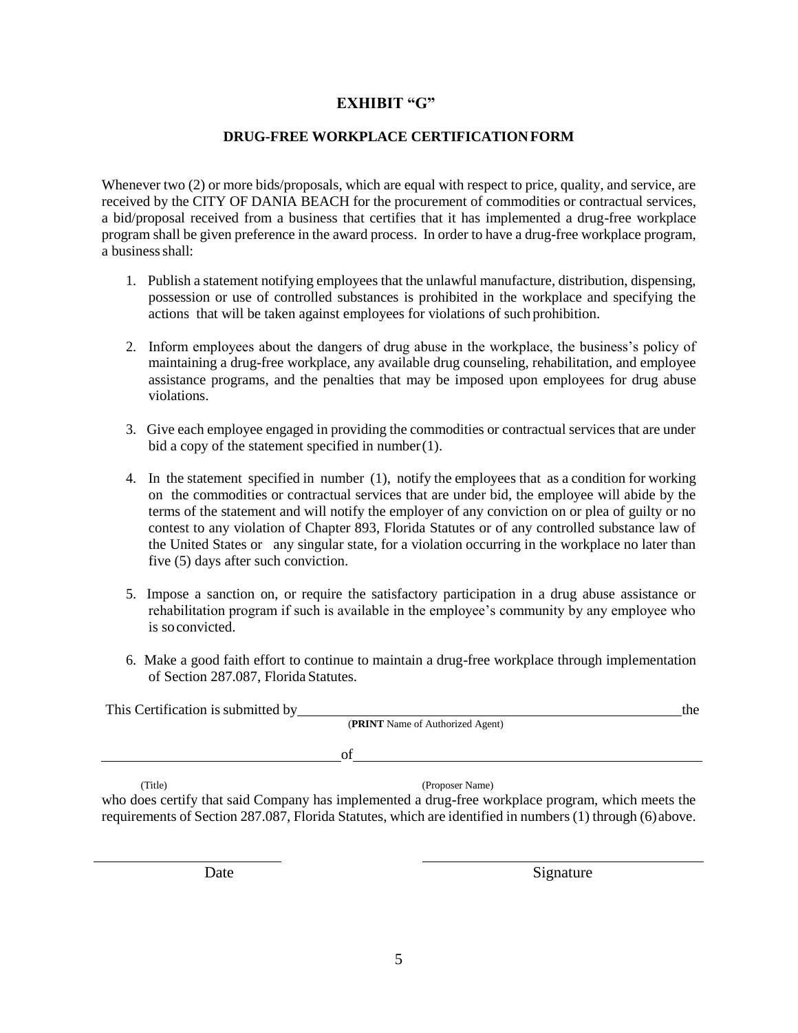# EXHIBIT "G"

## DRUG-FREE WORKPLACE CERTIFICATION FORM

Whenever two (2) or more bids/proposals, which are equal with respect to price, quality, and service, are received by the CITY OF DANIA BEACH for the procurement of commodities or contractual services, a bid/proposal received from a business that certifies that it has implemented a drug-free workplace program shall be given preference in the award process. In order to have a drug-free workplace program, a business shall:

1. Publish a statement notifying employees that the unlawful manufacture, distribution, dispensing, possession or use of controlled substances is prohibited in the workplace and specifying the actions that will be taken against employees for violations of such prohibition.

2. Inform employees about the dangers of drug abuse in the workplace, the business's policy of maintaining a drug-free workplace, any available drug counseling, rehabilitation, and employee assistance programs, and the penalties that may be imposed upon employees for drug abuse violations.

3. Give each employee engaged in providing the commodities or contractual services that are under bid a copy of the statement specified in number (1).

4. In the statement specified in number (1), notify the employees that as a condition for working on the commodities or contractual services that are under bid, the employee will abide by the terms of the statement and will notify the employer of any conviction on or plea of guilty or no contest to any violation of Chapter 893, Florida Statutes or of any controlled substance law of the United States or any singular state, for a violation occurring in the workplace no later than five (5) days after such conviction.

5. Impose a sanction on, or require the satisfactory participation in a drug abuse assistance or rehabilitation program if such is available in the employee's community by any employee who is so convicted.

6. Make a good faith effort to continue to maintain a drug-free workplace through implementation of Section 287.087, Florida Statutes.

This Certification is submitted by \_\_\_\_\_\_\_\_\_\_\_\_\_\_\_\_\_\_\_\_\_\_\_\_\_\_\_\_\_\_\_\_\_\_\_\_\_\_\_\_ the
(**PRINT** Name of Authorized Agent)

\_\_\_\_\_\_\_\_\_\_\_\_\_\_\_\_\_\_\_\_\_\_\_\_\_\_ of \_\_\_\_\_\_\_\_\_\_\_\_\_\_\_\_\_\_\_\_\_\_\_\_\_\_\_\_\_\_\_\_\_\_\_\_\_\_

(Title) (Proposer Name)

who does certify that said Company has implemented a drug-free workplace program, which meets the requirements of Section 287.087, Florida Statutes, which are identified in numbers (1) through (6) above.

\_\_\_\_\_\_\_\_\_\_\_\_\_\_\_\_\_\_\_\_ \_\_\_\_\_\_\_\_\_\_\_\_\_\_\_\_\_\_\_\_\_\_\_\_\_\_\_\_\_\_

Date Signature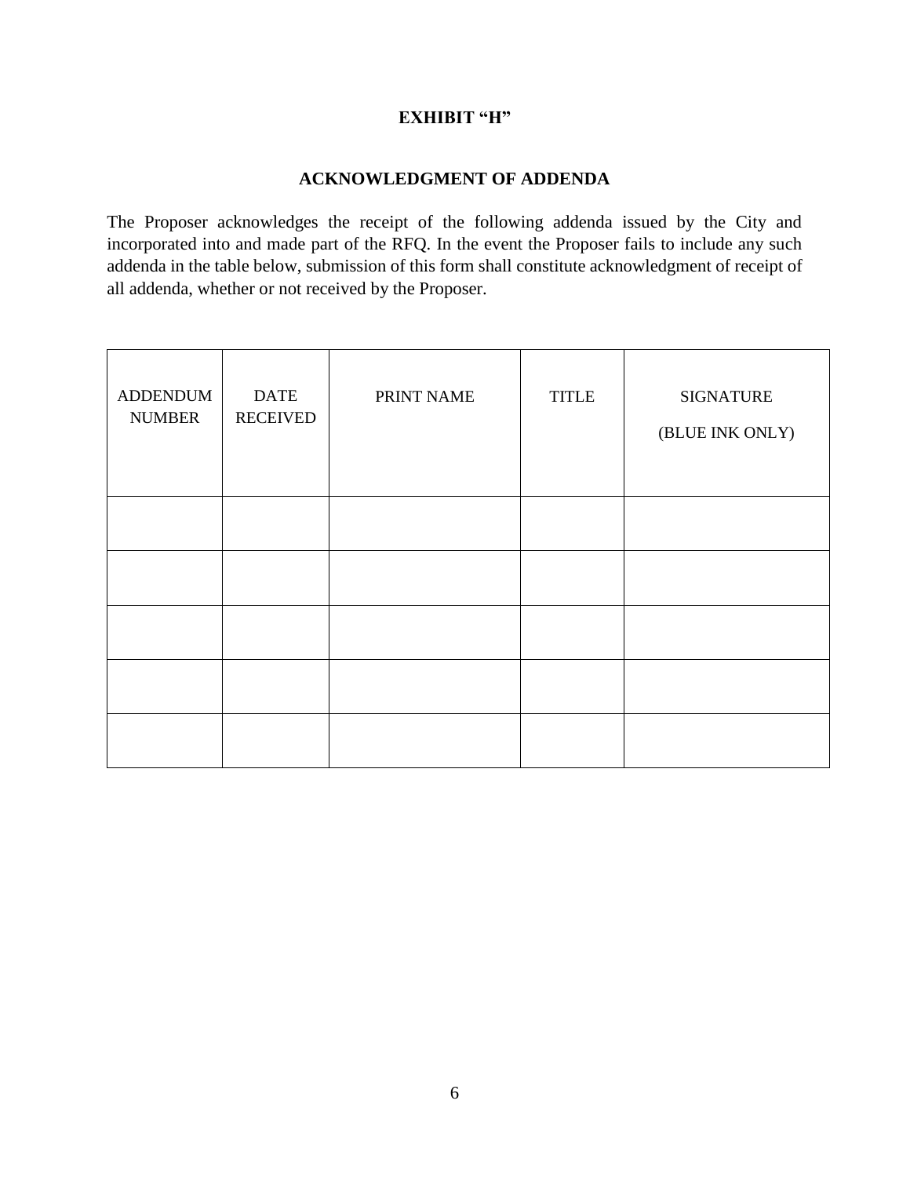## EXHIBIT "H"

## ACKNOWLEDGMENT OF ADDENDA

The Proposer acknowledges the receipt of the following addenda issued by the City and incorporated into and made part of the RFQ. In the event the Proposer fails to include any such addenda in the table below, submission of this form shall constitute acknowledgment of receipt of all addenda, whether or not received by the Proposer.

| ADDENDUM NUMBER | DATE RECEIVED | PRINT NAME | TITLE | SIGNATURE (BLUE INK ONLY) |
|---|---|---|---|---|
| | | | | |
| | | | | |
| | | | | |
| | | | | |
| | | | | |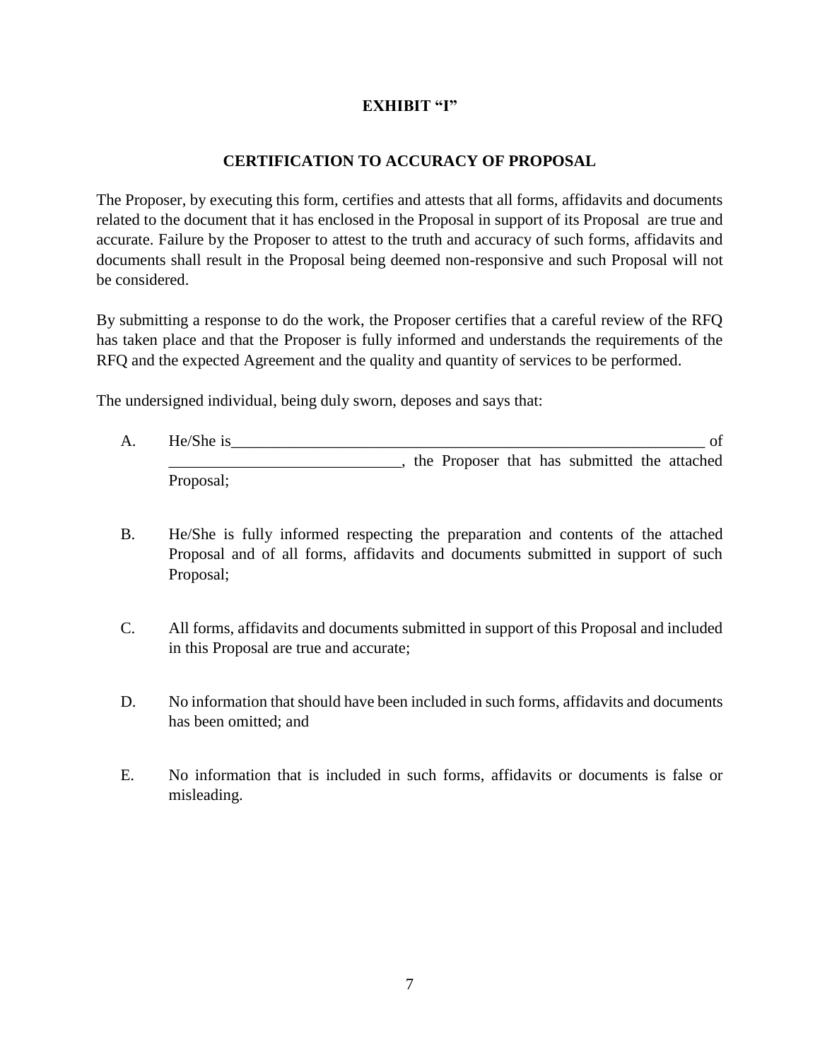**EXHIBIT "I"**

**CERTIFICATION TO ACCURACY OF PROPOSAL**

The Proposer, by executing this form, certifies and attests that all forms, affidavits and documents related to the document that it has enclosed in the Proposal in support of its Proposal are true and accurate. Failure by the Proposer to attest to the truth and accuracy of such forms, affidavits and documents shall result in the Proposal being deemed non-responsive and such Proposal will not be considered.

By submitting a response to do the work, the Proposer certifies that a careful review of the RFQ has taken place and that the Proposer is fully informed and understands the requirements of the RFQ and the expected Agreement and the quality and quantity of services to be performed.

The undersigned individual, being duly sworn, deposes and says that:

A. He/She is_______________________________________________________________ of _____________________________, the Proposer that has submitted the attached Proposal;

B. He/She is fully informed respecting the preparation and contents of the attached Proposal and of all forms, affidavits and documents submitted in support of such Proposal;

C. All forms, affidavits and documents submitted in support of this Proposal and included in this Proposal are true and accurate;

D. No information that should have been included in such forms, affidavits and documents has been omitted; and

E. No information that is included in such forms, affidavits or documents is false or misleading.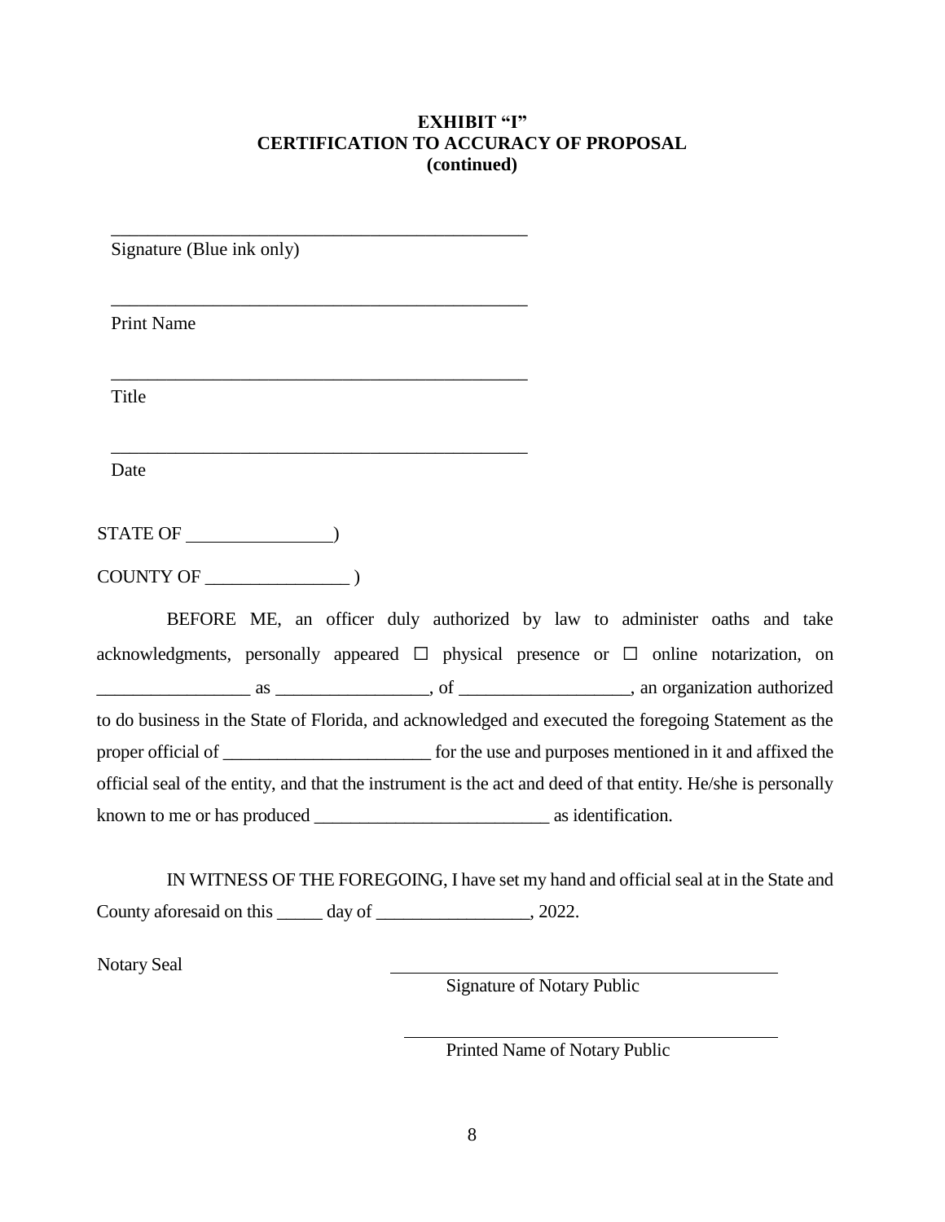**EXHIBIT "I"**
**CERTIFICATION TO ACCURACY OF PROPOSAL**
**(continued)**

______________________________________________
Signature (Blue ink only)

______________________________________________
Print Name

______________________________________________
Title

______________________________________________
Date

STATE OF ________________)

COUNTY OF ________________ )

BEFORE ME, an officer duly authorized by law to administer oaths and take acknowledgments, personally appeared ☐ physical presence or ☐ online notarization, on _________________ as _________________, of ___________________, an organization authorized to do business in the State of Florida, and acknowledged and executed the foregoing Statement as the proper official of _______________________ for the use and purposes mentioned in it and affixed the official seal of the entity, and that the instrument is the act and deed of that entity. He/she is personally known to me or has produced __________________________ as identification.

IN WITNESS OF THE FOREGOING, I have set my hand and official seal at in the State and County aforesaid on this _____ day of _________________, 2022.

Notary Seal

______________________________________________
Signature of Notary Public

______________________________________________
Printed Name of Notary Public